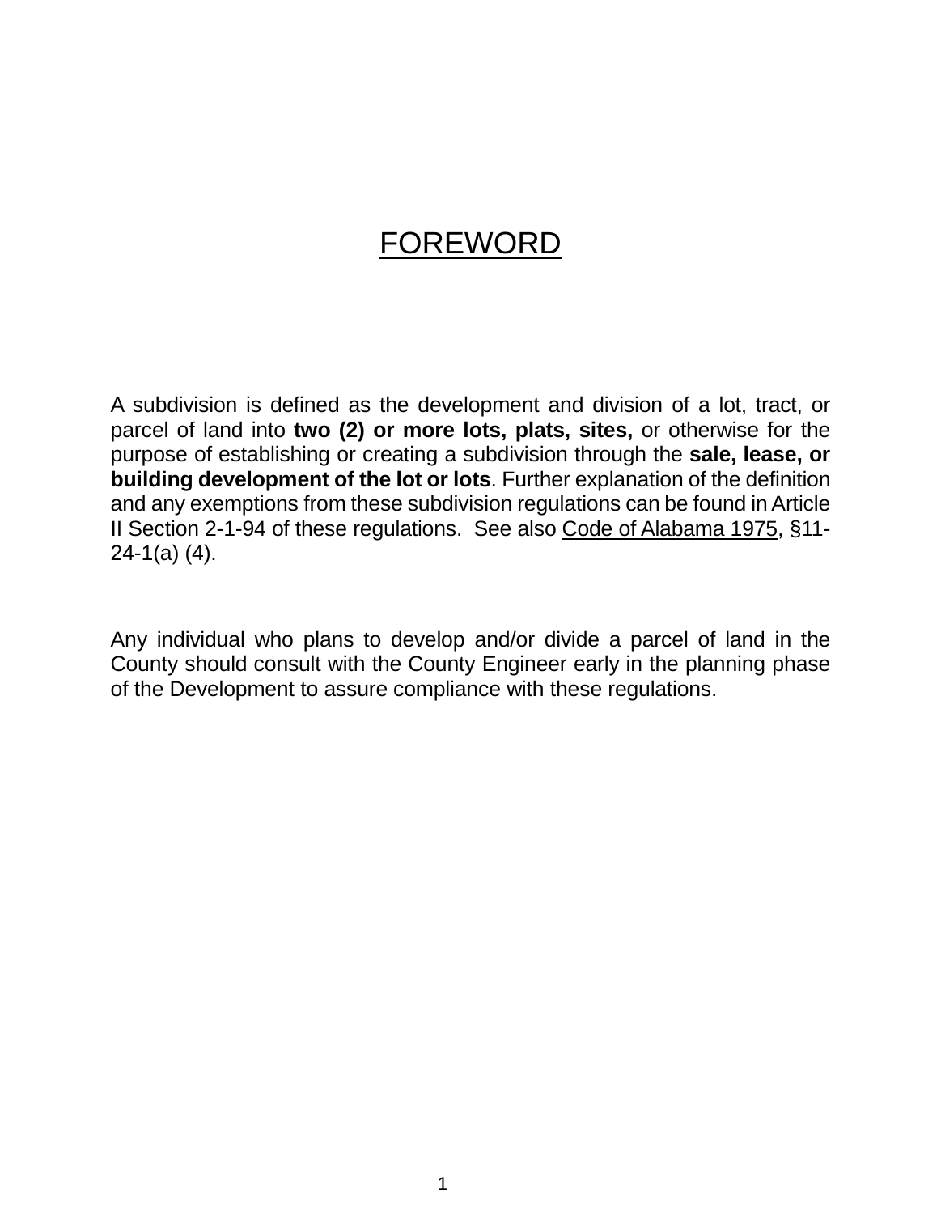# FOREWORD

A subdivision is defined as the development and division of a lot, tract, or parcel of land into **two (2) or more lots, plats, sites,** or otherwise for the purpose of establishing or creating a subdivision through the **sale, lease, or building development of the lot or lots**. Further explanation of the definition and any exemptions from these subdivision regulations can be found in Article II Section 2-1-94 of these regulations. See also Code of Alabama 1975, §11-24-1(a) (4).

Any individual who plans to develop and/or divide a parcel of land in the County should consult with the County Engineer early in the planning phase of the Development to assure compliance with these regulations.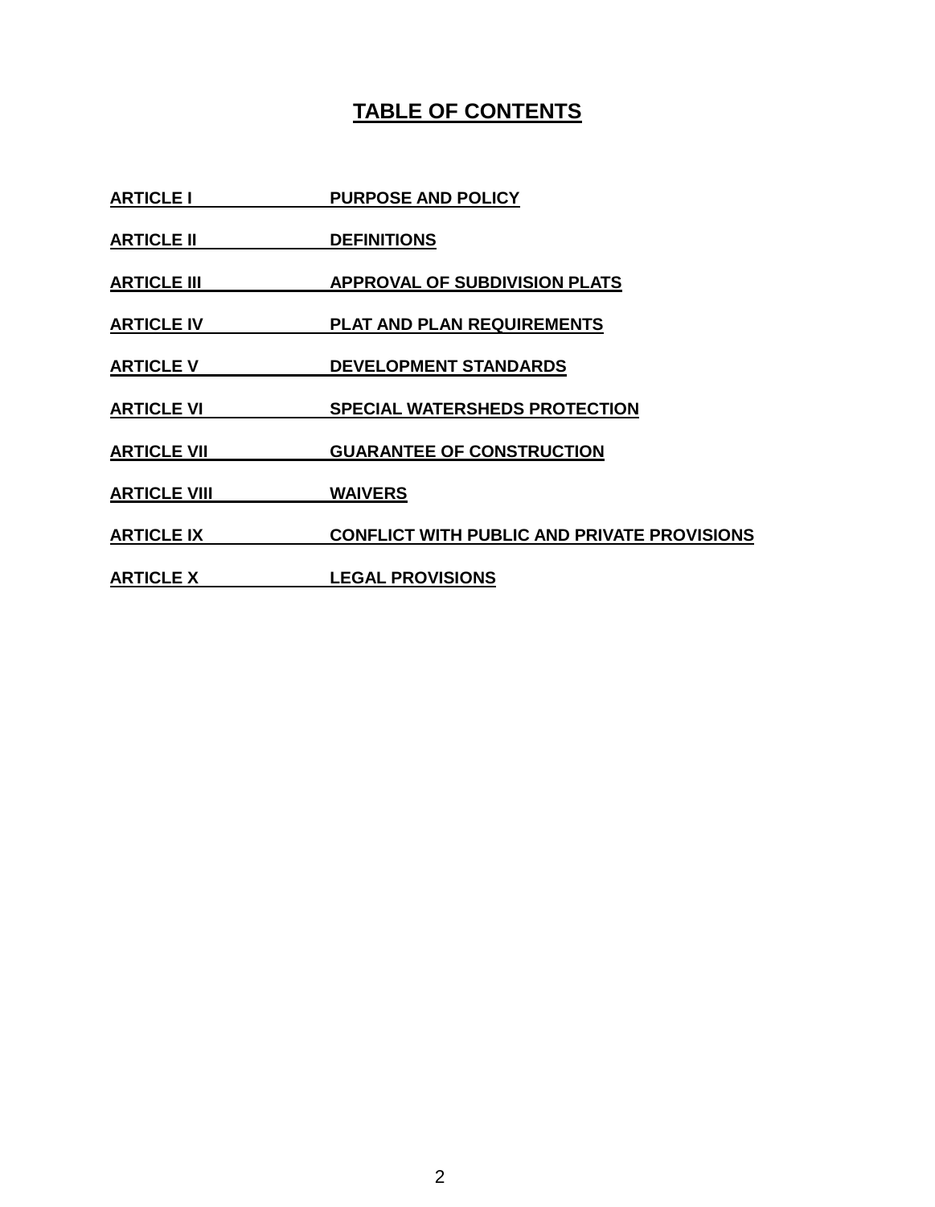# TABLE OF CONTENTS

| | |
|---|---|
| **ARTICLE I** | **PURPOSE AND POLICY** |
| **ARTICLE II** | **DEFINITIONS** |
| **ARTICLE III** | **APPROVAL OF SUBDIVISION PLATS** |
| **ARTICLE IV** | **PLAT AND PLAN REQUIREMENTS** |
| **ARTICLE V** | **DEVELOPMENT STANDARDS** |
| **ARTICLE VI** | **SPECIAL WATERSHEDS PROTECTION** |
| **ARTICLE VII** | **GUARANTEE OF CONSTRUCTION** |
| **ARTICLE VIII** | **WAIVERS** |
| **ARTICLE IX** | **CONFLICT WITH PUBLIC AND PRIVATE PROVISIONS** |
| **ARTICLE X** | **LEGAL PROVISIONS** |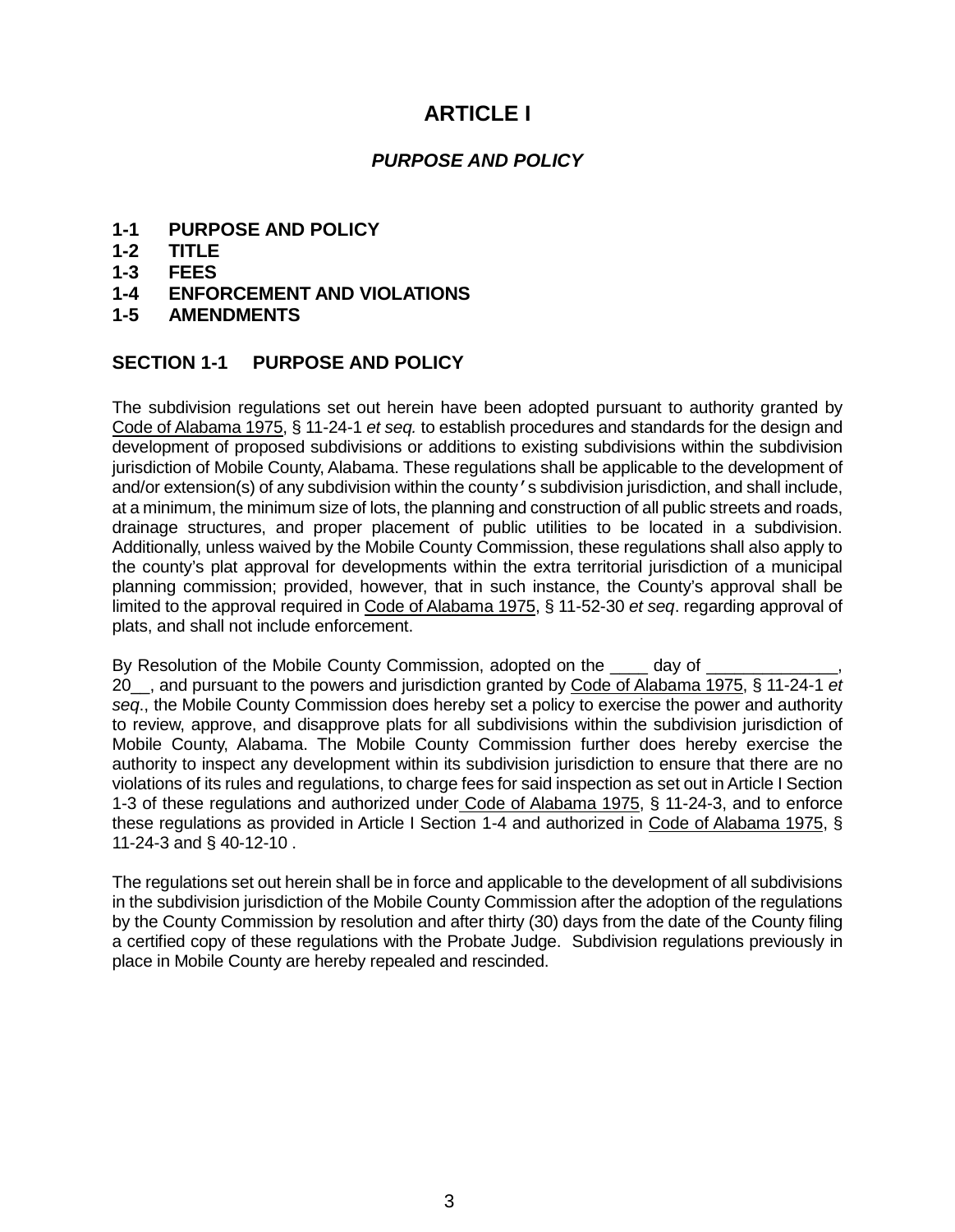# ARTICLE I

## *PURPOSE AND POLICY*

**1-1 PURPOSE AND POLICY**
**1-2 TITLE**
**1-3 FEES**
**1-4 ENFORCEMENT AND VIOLATIONS**
**1-5 AMENDMENTS**

### SECTION 1-1 PURPOSE AND POLICY

The subdivision regulations set out herein have been adopted pursuant to authority granted by Code of Alabama 1975, § 11-24-1 *et seq.* to establish procedures and standards for the design and development of proposed subdivisions or additions to existing subdivisions within the subdivision jurisdiction of Mobile County, Alabama. These regulations shall be applicable to the development of and/or extension(s) of any subdivision within the county's subdivision jurisdiction, and shall include, at a minimum, the minimum size of lots, the planning and construction of all public streets and roads, drainage structures, and proper placement of public utilities to be located in a subdivision. Additionally, unless waived by the Mobile County Commission, these regulations shall also apply to the county's plat approval for developments within the extra territorial jurisdiction of a municipal planning commission; provided, however, that in such instance, the County's approval shall be limited to the approval required in Code of Alabama 1975, § 11-52-30 *et seq*. regarding approval of plats, and shall not include enforcement.

By Resolution of the Mobile County Commission, adopted on the ____ day of ______________, 20__, and pursuant to the powers and jurisdiction granted by Code of Alabama 1975, § 11-24-1 *et seq*., the Mobile County Commission does hereby set a policy to exercise the power and authority to review, approve, and disapprove plats for all subdivisions within the subdivision jurisdiction of Mobile County, Alabama. The Mobile County Commission further does hereby exercise the authority to inspect any development within its subdivision jurisdiction to ensure that there are no violations of its rules and regulations, to charge fees for said inspection as set out in Article I Section 1-3 of these regulations and authorized under Code of Alabama 1975, § 11-24-3, and to enforce these regulations as provided in Article I Section 1-4 and authorized in Code of Alabama 1975, § 11-24-3 and § 40-12-10 .

The regulations set out herein shall be in force and applicable to the development of all subdivisions in the subdivision jurisdiction of the Mobile County Commission after the adoption of the regulations by the County Commission by resolution and after thirty (30) days from the date of the County filing a certified copy of these regulations with the Probate Judge. Subdivision regulations previously in place in Mobile County are hereby repealed and rescinded.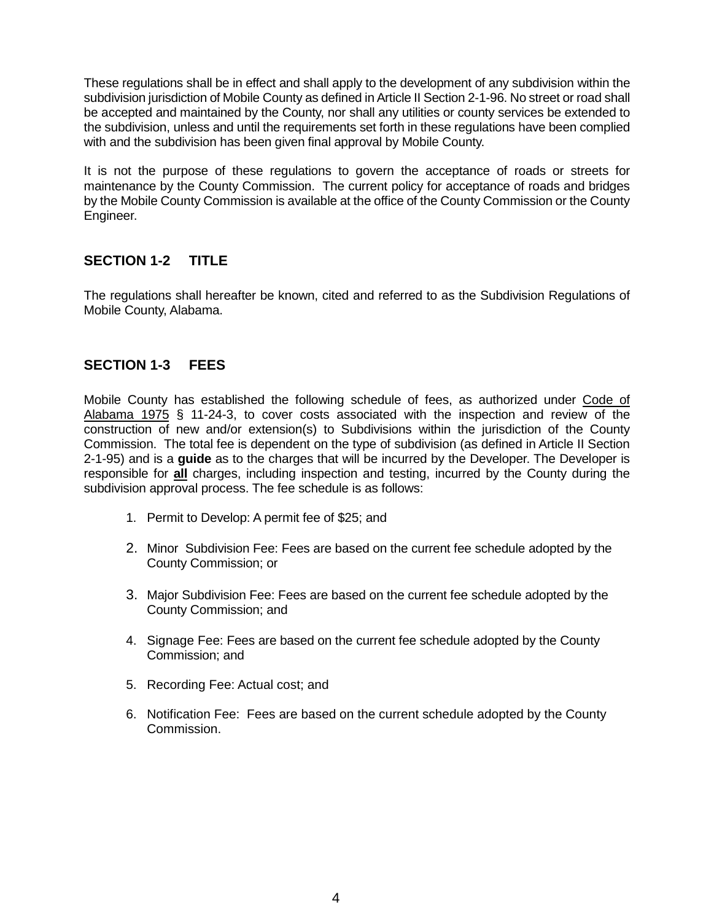These regulations shall be in effect and shall apply to the development of any subdivision within the subdivision jurisdiction of Mobile County as defined in Article II Section 2-1-96. No street or road shall be accepted and maintained by the County, nor shall any utilities or county services be extended to the subdivision, unless and until the requirements set forth in these regulations have been complied with and the subdivision has been given final approval by Mobile County.

It is not the purpose of these regulations to govern the acceptance of roads or streets for maintenance by the County Commission. The current policy for acceptance of roads and bridges by the Mobile County Commission is available at the office of the County Commission or the County Engineer.

## SECTION 1-2 TITLE

The regulations shall hereafter be known, cited and referred to as the Subdivision Regulations of Mobile County, Alabama.

## SECTION 1-3 FEES

Mobile County has established the following schedule of fees, as authorized under Code of Alabama 1975 § 11-24-3, to cover costs associated with the inspection and review of the construction of new and/or extension(s) to Subdivisions within the jurisdiction of the County Commission. The total fee is dependent on the type of subdivision (as defined in Article II Section 2-1-95) and is a **guide** as to the charges that will be incurred by the Developer. The Developer is responsible for **all** charges, including inspection and testing, incurred by the County during the subdivision approval process. The fee schedule is as follows:

1. Permit to Develop: A permit fee of $25; and
2. Minor Subdivision Fee: Fees are based on the current fee schedule adopted by the County Commission; or
3. Major Subdivision Fee: Fees are based on the current fee schedule adopted by the County Commission; and
4. Signage Fee: Fees are based on the current fee schedule adopted by the County Commission; and
5. Recording Fee: Actual cost; and
6. Notification Fee: Fees are based on the current schedule adopted by the County Commission.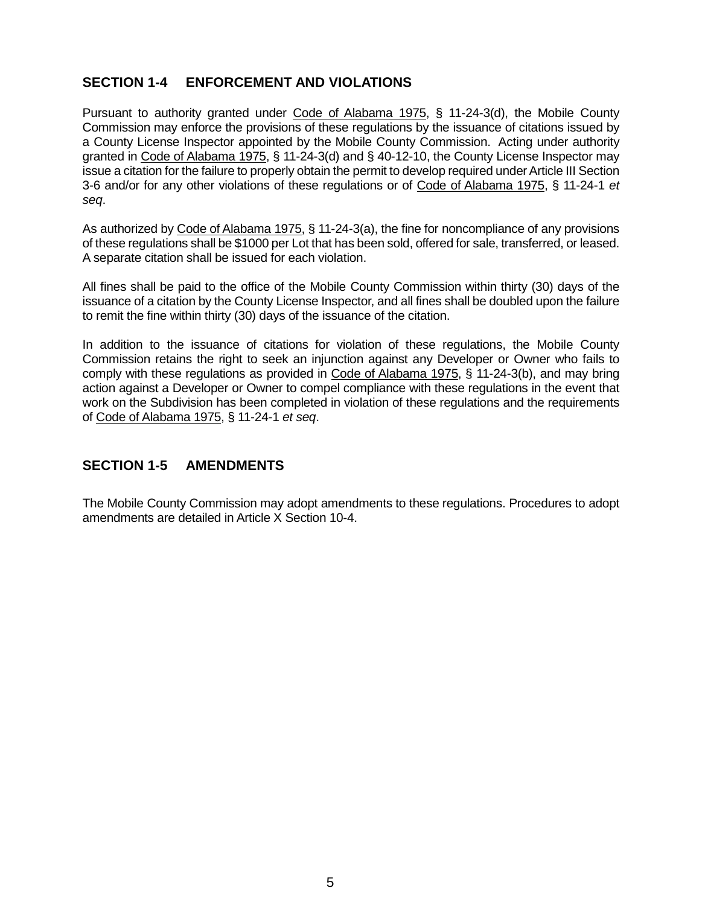## SECTION 1-4 ENFORCEMENT AND VIOLATIONS

Pursuant to authority granted under Code of Alabama 1975, § 11-24-3(d), the Mobile County Commission may enforce the provisions of these regulations by the issuance of citations issued by a County License Inspector appointed by the Mobile County Commission. Acting under authority granted in Code of Alabama 1975, § 11-24-3(d) and § 40-12-10, the County License Inspector may issue a citation for the failure to properly obtain the permit to develop required under Article III Section 3-6 and/or for any other violations of these regulations or of Code of Alabama 1975, § 11-24-1 *et seq*.

As authorized by Code of Alabama 1975, § 11-24-3(a), the fine for noncompliance of any provisions of these regulations shall be $1000 per Lot that has been sold, offered for sale, transferred, or leased. A separate citation shall be issued for each violation.

All fines shall be paid to the office of the Mobile County Commission within thirty (30) days of the issuance of a citation by the County License Inspector, and all fines shall be doubled upon the failure to remit the fine within thirty (30) days of the issuance of the citation.

In addition to the issuance of citations for violation of these regulations, the Mobile County Commission retains the right to seek an injunction against any Developer or Owner who fails to comply with these regulations as provided in Code of Alabama 1975, § 11-24-3(b), and may bring action against a Developer or Owner to compel compliance with these regulations in the event that work on the Subdivision has been completed in violation of these regulations and the requirements of Code of Alabama 1975, § 11-24-1 *et seq*.

## SECTION 1-5 AMENDMENTS

The Mobile County Commission may adopt amendments to these regulations. Procedures to adopt amendments are detailed in Article X Section 10-4.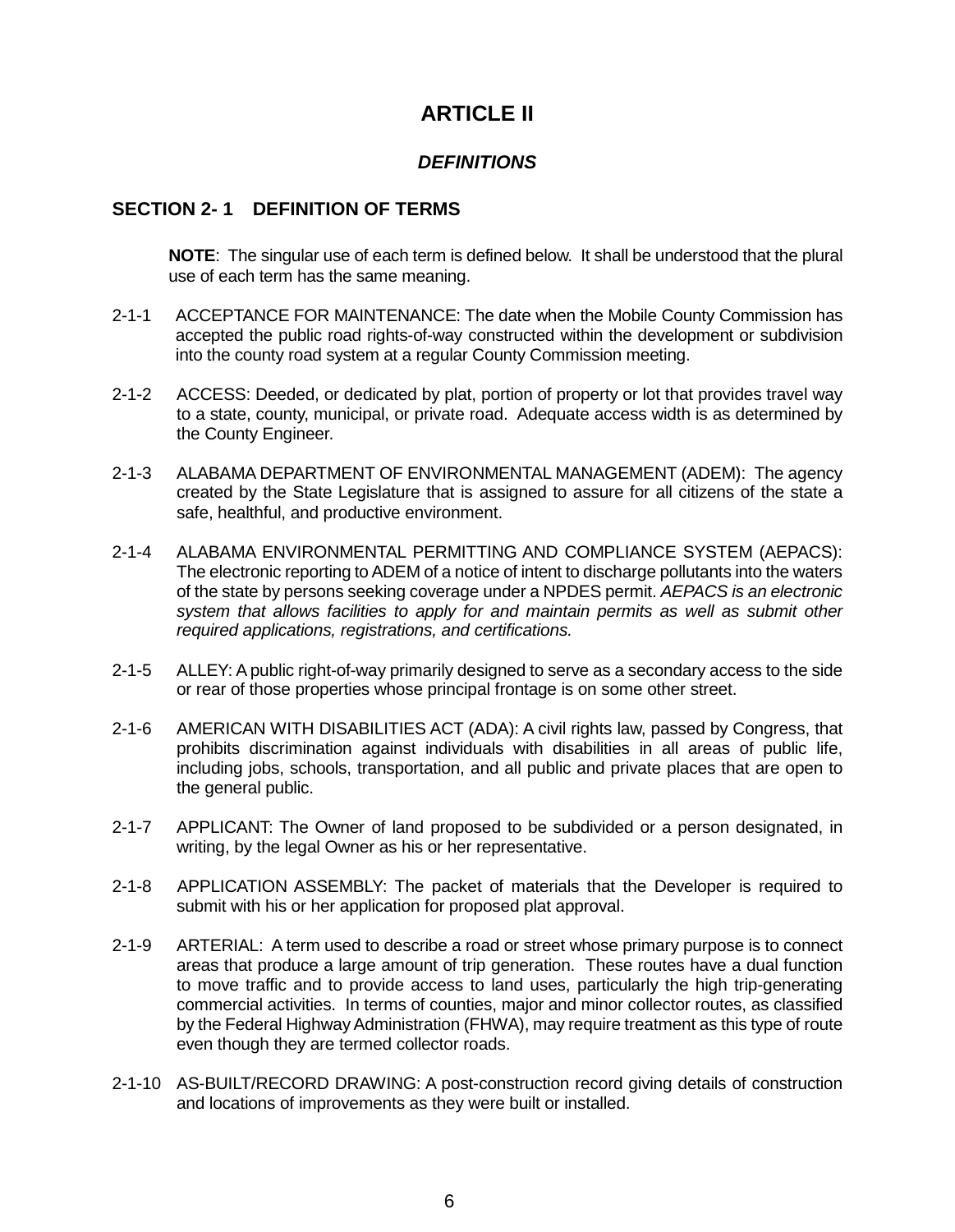# ARTICLE II

## *DEFINITIONS*

### SECTION 2- 1 DEFINITION OF TERMS

**NOTE**: The singular use of each term is defined below. It shall be understood that the plural use of each term has the same meaning.

2-1-1 ACCEPTANCE FOR MAINTENANCE: The date when the Mobile County Commission has accepted the public road rights-of-way constructed within the development or subdivision into the county road system at a regular County Commission meeting.

2-1-2 ACCESS: Deeded, or dedicated by plat, portion of property or lot that provides travel way to a state, county, municipal, or private road. Adequate access width is as determined by the County Engineer.

2-1-3 ALABAMA DEPARTMENT OF ENVIRONMENTAL MANAGEMENT (ADEM): The agency created by the State Legislature that is assigned to assure for all citizens of the state a safe, healthful, and productive environment.

2-1-4 ALABAMA ENVIRONMENTAL PERMITTING AND COMPLIANCE SYSTEM (AEPACS): The electronic reporting to ADEM of a notice of intent to discharge pollutants into the waters of the state by persons seeking coverage under a NPDES permit. *AEPACS is an electronic system that allows facilities to apply for and maintain permits as well as submit other required applications, registrations, and certifications.*

2-1-5 ALLEY: A public right-of-way primarily designed to serve as a secondary access to the side or rear of those properties whose principal frontage is on some other street.

2-1-6 AMERICAN WITH DISABILITIES ACT (ADA): A civil rights law, passed by Congress, that prohibits discrimination against individuals with disabilities in all areas of public life, including jobs, schools, transportation, and all public and private places that are open to the general public.

2-1-7 APPLICANT: The Owner of land proposed to be subdivided or a person designated, in writing, by the legal Owner as his or her representative.

2-1-8 APPLICATION ASSEMBLY: The packet of materials that the Developer is required to submit with his or her application for proposed plat approval.

2-1-9 ARTERIAL: A term used to describe a road or street whose primary purpose is to connect areas that produce a large amount of trip generation. These routes have a dual function to move traffic and to provide access to land uses, particularly the high trip-generating commercial activities. In terms of counties, major and minor collector routes, as classified by the Federal Highway Administration (FHWA), may require treatment as this type of route even though they are termed collector roads.

2-1-10 AS-BUILT/RECORD DRAWING: A post-construction record giving details of construction and locations of improvements as they were built or installed.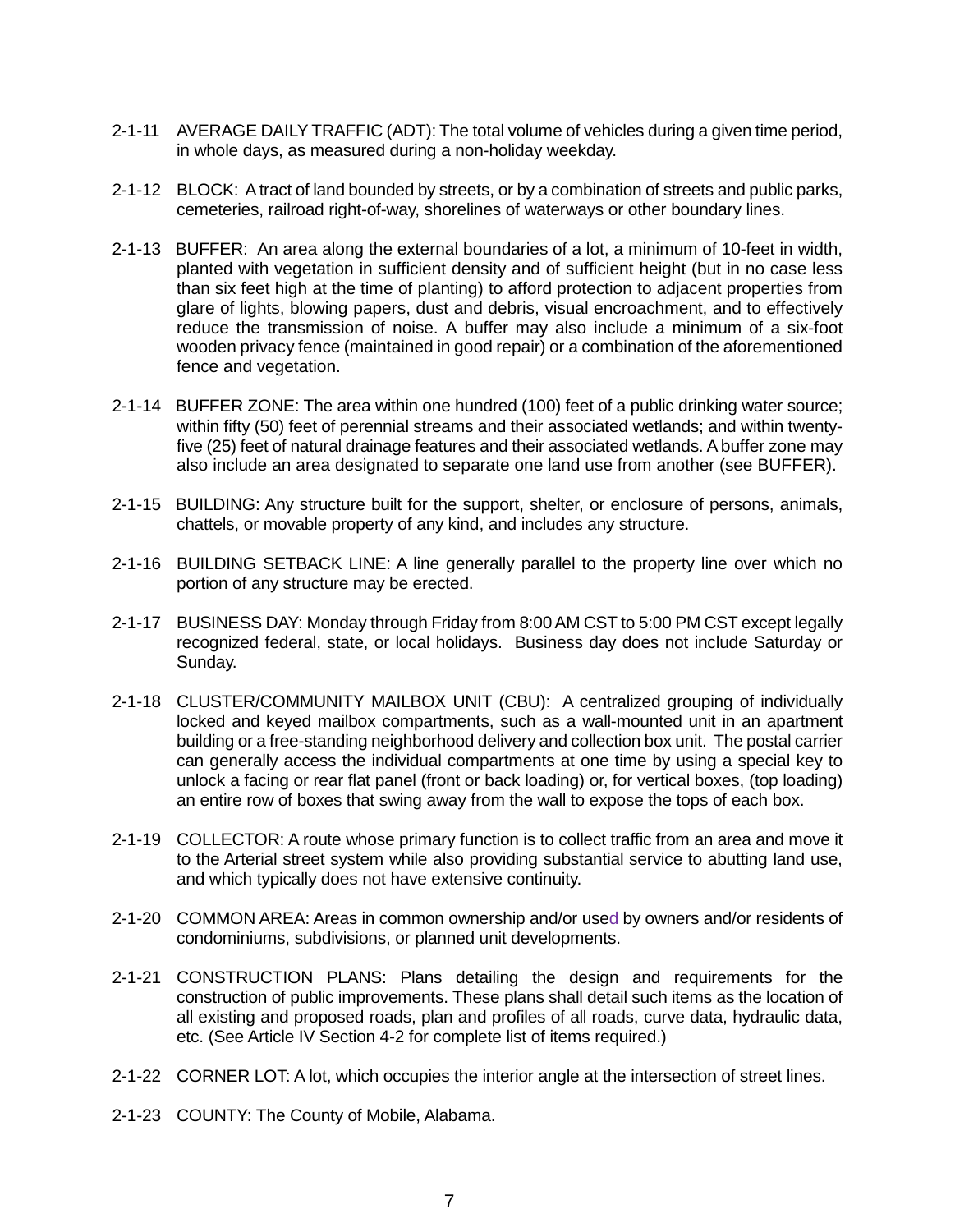2-1-11 AVERAGE DAILY TRAFFIC (ADT): The total volume of vehicles during a given time period, in whole days, as measured during a non-holiday weekday.

2-1-12 BLOCK: A tract of land bounded by streets, or by a combination of streets and public parks, cemeteries, railroad right-of-way, shorelines of waterways or other boundary lines.

2-1-13 BUFFER: An area along the external boundaries of a lot, a minimum of 10-feet in width, planted with vegetation in sufficient density and of sufficient height (but in no case less than six feet high at the time of planting) to afford protection to adjacent properties from glare of lights, blowing papers, dust and debris, visual encroachment, and to effectively reduce the transmission of noise. A buffer may also include a minimum of a six-foot wooden privacy fence (maintained in good repair) or a combination of the aforementioned fence and vegetation.

2-1-14 BUFFER ZONE: The area within one hundred (100) feet of a public drinking water source; within fifty (50) feet of perennial streams and their associated wetlands; and within twenty-five (25) feet of natural drainage features and their associated wetlands. A buffer zone may also include an area designated to separate one land use from another (see BUFFER).

2-1-15 BUILDING: Any structure built for the support, shelter, or enclosure of persons, animals, chattels, or movable property of any kind, and includes any structure.

2-1-16 BUILDING SETBACK LINE: A line generally parallel to the property line over which no portion of any structure may be erected.

2-1-17 BUSINESS DAY: Monday through Friday from 8:00 AM CST to 5:00 PM CST except legally recognized federal, state, or local holidays. Business day does not include Saturday or Sunday.

2-1-18 CLUSTER/COMMUNITY MAILBOX UNIT (CBU): A centralized grouping of individually locked and keyed mailbox compartments, such as a wall-mounted unit in an apartment building or a free-standing neighborhood delivery and collection box unit. The postal carrier can generally access the individual compartments at one time by using a special key to unlock a facing or rear flat panel (front or back loading) or, for vertical boxes, (top loading) an entire row of boxes that swing away from the wall to expose the tops of each box.

2-1-19 COLLECTOR: A route whose primary function is to collect traffic from an area and move it to the Arterial street system while also providing substantial service to abutting land use, and which typically does not have extensive continuity.

2-1-20 COMMON AREA: Areas in common ownership and/or used by owners and/or residents of condominiums, subdivisions, or planned unit developments.

2-1-21 CONSTRUCTION PLANS: Plans detailing the design and requirements for the construction of public improvements. These plans shall detail such items as the location of all existing and proposed roads, plan and profiles of all roads, curve data, hydraulic data, etc. (See Article IV Section 4-2 for complete list of items required.)

2-1-22 CORNER LOT: A lot, which occupies the interior angle at the intersection of street lines.

2-1-23 COUNTY: The County of Mobile, Alabama.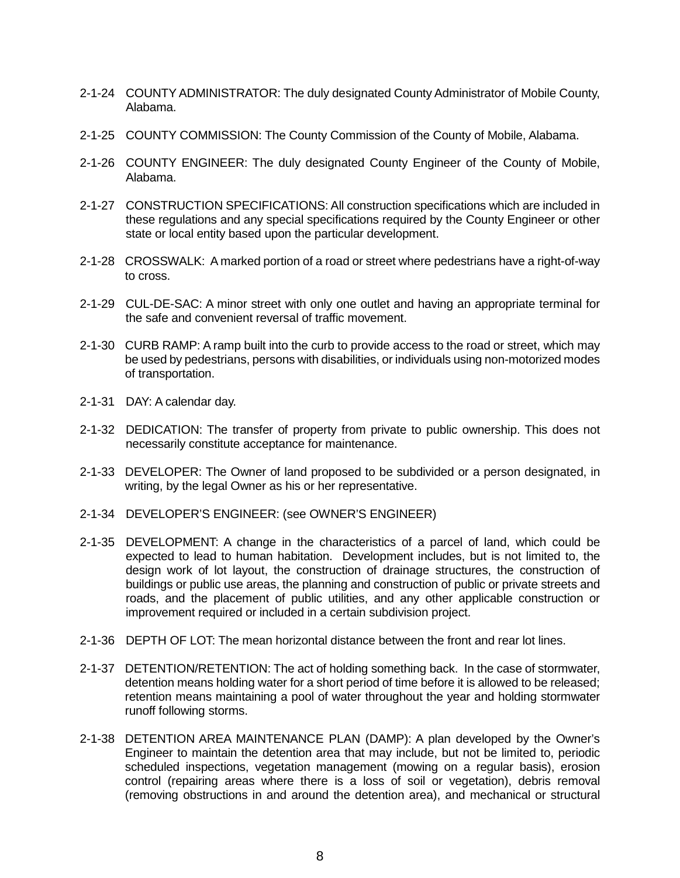2-1-24 COUNTY ADMINISTRATOR: The duly designated County Administrator of Mobile County, Alabama.

2-1-25 COUNTY COMMISSION: The County Commission of the County of Mobile, Alabama.

2-1-26 COUNTY ENGINEER: The duly designated County Engineer of the County of Mobile, Alabama.

2-1-27 CONSTRUCTION SPECIFICATIONS: All construction specifications which are included in these regulations and any special specifications required by the County Engineer or other state or local entity based upon the particular development.

2-1-28 CROSSWALK: A marked portion of a road or street where pedestrians have a right-of-way to cross.

2-1-29 CUL-DE-SAC: A minor street with only one outlet and having an appropriate terminal for the safe and convenient reversal of traffic movement.

2-1-30 CURB RAMP: A ramp built into the curb to provide access to the road or street, which may be used by pedestrians, persons with disabilities, or individuals using non-motorized modes of transportation.

2-1-31 DAY: A calendar day.

2-1-32 DEDICATION: The transfer of property from private to public ownership. This does not necessarily constitute acceptance for maintenance.

2-1-33 DEVELOPER: The Owner of land proposed to be subdivided or a person designated, in writing, by the legal Owner as his or her representative.

2-1-34 DEVELOPER'S ENGINEER: (see OWNER'S ENGINEER)

2-1-35 DEVELOPMENT: A change in the characteristics of a parcel of land, which could be expected to lead to human habitation. Development includes, but is not limited to, the design work of lot layout, the construction of drainage structures, the construction of buildings or public use areas, the planning and construction of public or private streets and roads, and the placement of public utilities, and any other applicable construction or improvement required or included in a certain subdivision project.

2-1-36 DEPTH OF LOT: The mean horizontal distance between the front and rear lot lines.

2-1-37 DETENTION/RETENTION: The act of holding something back. In the case of stormwater, detention means holding water for a short period of time before it is allowed to be released; retention means maintaining a pool of water throughout the year and holding stormwater runoff following storms.

2-1-38 DETENTION AREA MAINTENANCE PLAN (DAMP): A plan developed by the Owner's Engineer to maintain the detention area that may include, but not be limited to, periodic scheduled inspections, vegetation management (mowing on a regular basis), erosion control (repairing areas where there is a loss of soil or vegetation), debris removal (removing obstructions in and around the detention area), and mechanical or structural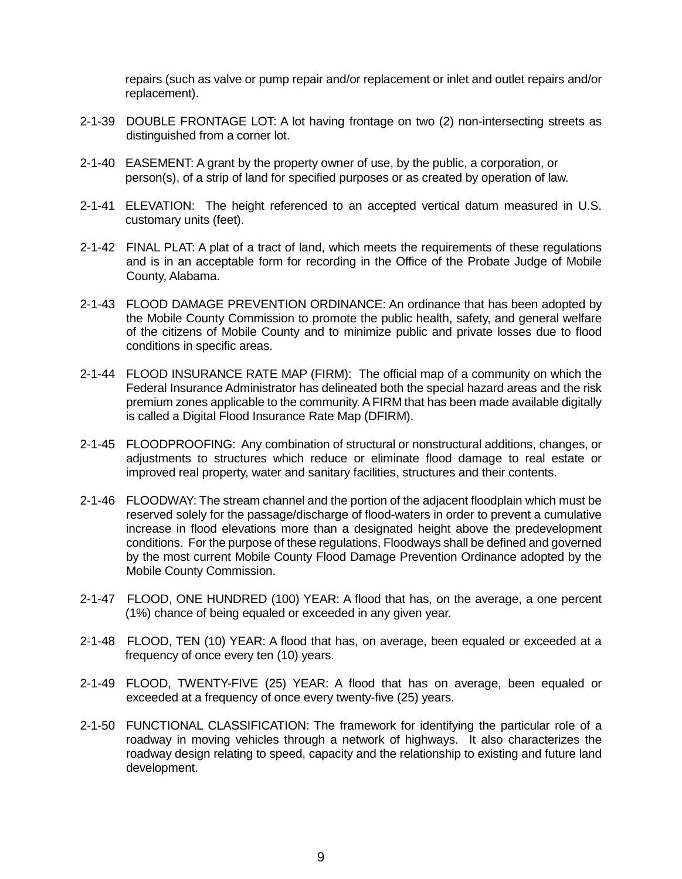repairs (such as valve or pump repair and/or replacement or inlet and outlet repairs and/or replacement).

2-1-39 DOUBLE FRONTAGE LOT: A lot having frontage on two (2) non-intersecting streets as distinguished from a corner lot.

2-1-40 EASEMENT: A grant by the property owner of use, by the public, a corporation, or person(s), of a strip of land for specified purposes or as created by operation of law.

2-1-41 ELEVATION: The height referenced to an accepted vertical datum measured in U.S. customary units (feet).

2-1-42 FINAL PLAT: A plat of a tract of land, which meets the requirements of these regulations and is in an acceptable form for recording in the Office of the Probate Judge of Mobile County, Alabama.

2-1-43 FLOOD DAMAGE PREVENTION ORDINANCE: An ordinance that has been adopted by the Mobile County Commission to promote the public health, safety, and general welfare of the citizens of Mobile County and to minimize public and private losses due to flood conditions in specific areas.

2-1-44 FLOOD INSURANCE RATE MAP (FIRM): The official map of a community on which the Federal Insurance Administrator has delineated both the special hazard areas and the risk premium zones applicable to the community. A FIRM that has been made available digitally is called a Digital Flood Insurance Rate Map (DFIRM).

2-1-45 FLOODPROOFING: Any combination of structural or nonstructural additions, changes, or adjustments to structures which reduce or eliminate flood damage to real estate or improved real property, water and sanitary facilities, structures and their contents.

2-1-46 FLOODWAY: The stream channel and the portion of the adjacent floodplain which must be reserved solely for the passage/discharge of flood-waters in order to prevent a cumulative increase in flood elevations more than a designated height above the predevelopment conditions. For the purpose of these regulations, Floodways shall be defined and governed by the most current Mobile County Flood Damage Prevention Ordinance adopted by the Mobile County Commission.

2-1-47 FLOOD, ONE HUNDRED (100) YEAR: A flood that has, on the average, a one percent (1%) chance of being equaled or exceeded in any given year.

2-1-48 FLOOD, TEN (10) YEAR: A flood that has, on average, been equaled or exceeded at a frequency of once every ten (10) years.

2-1-49 FLOOD, TWENTY-FIVE (25) YEAR: A flood that has on average, been equaled or exceeded at a frequency of once every twenty-five (25) years.

2-1-50 FUNCTIONAL CLASSIFICATION: The framework for identifying the particular role of a roadway in moving vehicles through a network of highways. It also characterizes the roadway design relating to speed, capacity and the relationship to existing and future land development.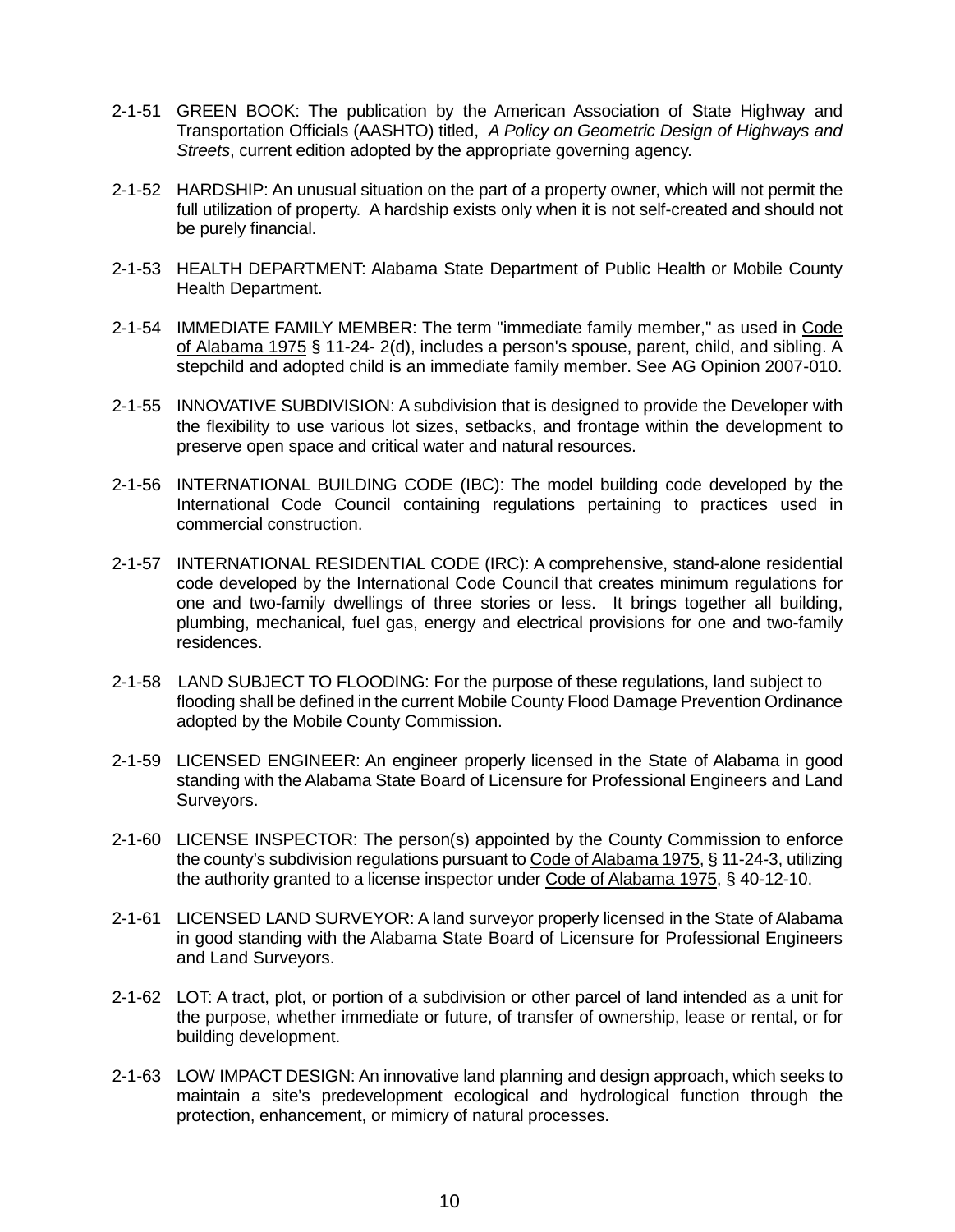2-1-51 GREEN BOOK: The publication by the American Association of State Highway and Transportation Officials (AASHTO) titled, *A Policy on Geometric Design of Highways and Streets*, current edition adopted by the appropriate governing agency.

2-1-52 HARDSHIP: An unusual situation on the part of a property owner, which will not permit the full utilization of property. A hardship exists only when it is not self-created and should not be purely financial.

2-1-53 HEALTH DEPARTMENT: Alabama State Department of Public Health or Mobile County Health Department.

2-1-54 IMMEDIATE FAMILY MEMBER: The term "immediate family member," as used in Code of Alabama 1975 § 11-24- 2(d), includes a person's spouse, parent, child, and sibling. A stepchild and adopted child is an immediate family member. See AG Opinion 2007-010.

2-1-55 INNOVATIVE SUBDIVISION: A subdivision that is designed to provide the Developer with the flexibility to use various lot sizes, setbacks, and frontage within the development to preserve open space and critical water and natural resources.

2-1-56 INTERNATIONAL BUILDING CODE (IBC): The model building code developed by the International Code Council containing regulations pertaining to practices used in commercial construction.

2-1-57 INTERNATIONAL RESIDENTIAL CODE (IRC): A comprehensive, stand-alone residential code developed by the International Code Council that creates minimum regulations for one and two-family dwellings of three stories or less. It brings together all building, plumbing, mechanical, fuel gas, energy and electrical provisions for one and two-family residences.

2-1-58 LAND SUBJECT TO FLOODING: For the purpose of these regulations, land subject to flooding shall be defined in the current Mobile County Flood Damage Prevention Ordinance adopted by the Mobile County Commission.

2-1-59 LICENSED ENGINEER: An engineer properly licensed in the State of Alabama in good standing with the Alabama State Board of Licensure for Professional Engineers and Land Surveyors.

2-1-60 LICENSE INSPECTOR: The person(s) appointed by the County Commission to enforce the county's subdivision regulations pursuant to Code of Alabama 1975, § 11-24-3, utilizing the authority granted to a license inspector under Code of Alabama 1975, § 40-12-10.

2-1-61 LICENSED LAND SURVEYOR: A land surveyor properly licensed in the State of Alabama in good standing with the Alabama State Board of Licensure for Professional Engineers and Land Surveyors.

2-1-62 LOT: A tract, plot, or portion of a subdivision or other parcel of land intended as a unit for the purpose, whether immediate or future, of transfer of ownership, lease or rental, or for building development.

2-1-63 LOW IMPACT DESIGN: An innovative land planning and design approach, which seeks to maintain a site's predevelopment ecological and hydrological function through the protection, enhancement, or mimicry of natural processes.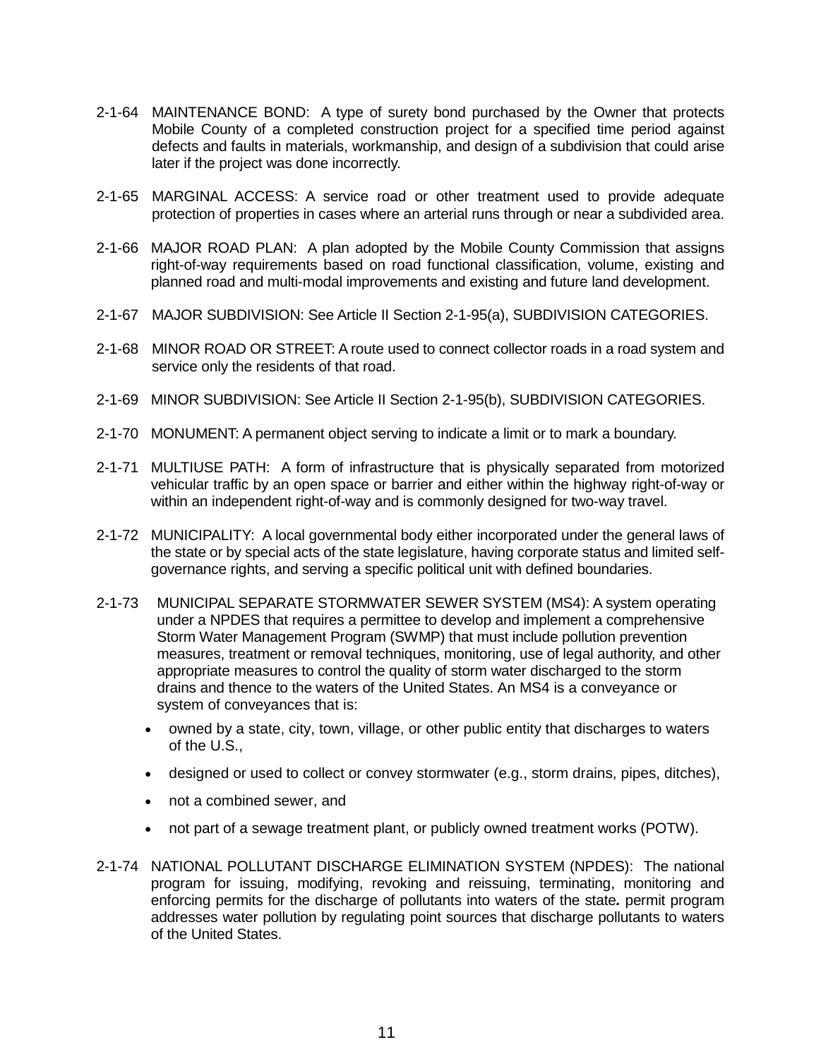2-1-64 MAINTENANCE BOND: A type of surety bond purchased by the Owner that protects Mobile County of a completed construction project for a specified time period against defects and faults in materials, workmanship, and design of a subdivision that could arise later if the project was done incorrectly.

2-1-65 MARGINAL ACCESS: A service road or other treatment used to provide adequate protection of properties in cases where an arterial runs through or near a subdivided area.

2-1-66 MAJOR ROAD PLAN: A plan adopted by the Mobile County Commission that assigns right-of-way requirements based on road functional classification, volume, existing and planned road and multi-modal improvements and existing and future land development.

2-1-67 MAJOR SUBDIVISION: See Article II Section 2-1-95(a), SUBDIVISION CATEGORIES.

2-1-68 MINOR ROAD OR STREET: A route used to connect collector roads in a road system and service only the residents of that road.

2-1-69 MINOR SUBDIVISION: See Article II Section 2-1-95(b), SUBDIVISION CATEGORIES.

2-1-70 MONUMENT: A permanent object serving to indicate a limit or to mark a boundary.

2-1-71 MULTIUSE PATH: A form of infrastructure that is physically separated from motorized vehicular traffic by an open space or barrier and either within the highway right-of-way or within an independent right-of-way and is commonly designed for two-way travel.

2-1-72 MUNICIPALITY: A local governmental body either incorporated under the general laws of the state or by special acts of the state legislature, having corporate status and limited self-governance rights, and serving a specific political unit with defined boundaries.

2-1-73 MUNICIPAL SEPARATE STORMWATER SEWER SYSTEM (MS4): A system operating under a NPDES that requires a permittee to develop and implement a comprehensive Storm Water Management Program (SWMP) that must include pollution prevention measures, treatment or removal techniques, monitoring, use of legal authority, and other appropriate measures to control the quality of storm water discharged to the storm drains and thence to the waters of the United States. An MS4 is a conveyance or system of conveyances that is:

- owned by a state, city, town, village, or other public entity that discharges to waters of the U.S.,
- designed or used to collect or convey stormwater (e.g., storm drains, pipes, ditches),
- not a combined sewer, and
- not part of a sewage treatment plant, or publicly owned treatment works (POTW).

2-1-74 NATIONAL POLLUTANT DISCHARGE ELIMINATION SYSTEM (NPDES): The national program for issuing, modifying, revoking and reissuing, terminating, monitoring and enforcing permits for the discharge of pollutants into waters of the state**.** permit program addresses water pollution by regulating point sources that discharge pollutants to waters of the United States.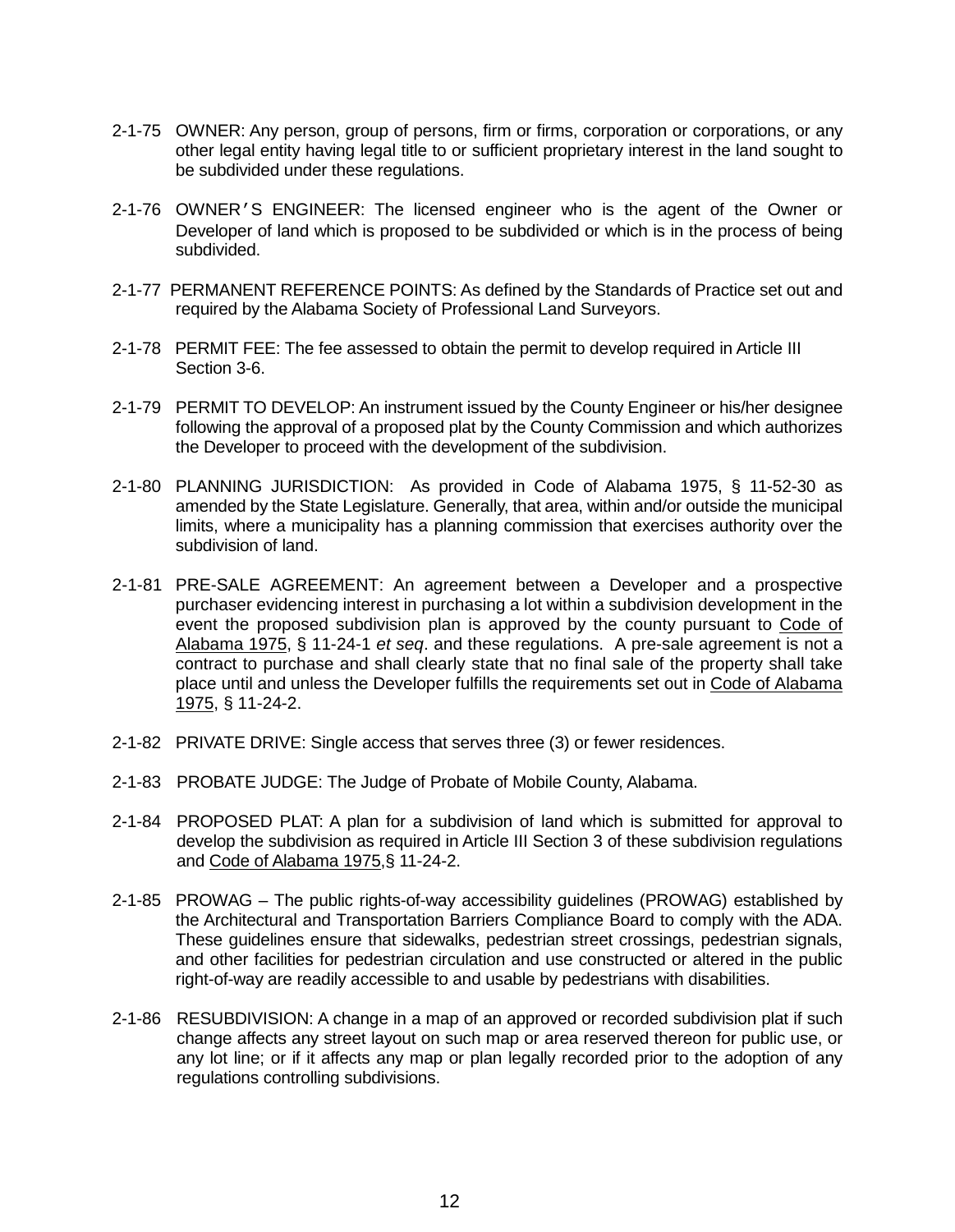2-1-75 OWNER: Any person, group of persons, firm or firms, corporation or corporations, or any other legal entity having legal title to or sufficient proprietary interest in the land sought to be subdivided under these regulations.

2-1-76 OWNER'S ENGINEER: The licensed engineer who is the agent of the Owner or Developer of land which is proposed to be subdivided or which is in the process of being subdivided.

2-1-77 PERMANENT REFERENCE POINTS: As defined by the Standards of Practice set out and required by the Alabama Society of Professional Land Surveyors.

2-1-78 PERMIT FEE: The fee assessed to obtain the permit to develop required in Article III Section 3-6.

2-1-79 PERMIT TO DEVELOP: An instrument issued by the County Engineer or his/her designee following the approval of a proposed plat by the County Commission and which authorizes the Developer to proceed with the development of the subdivision.

2-1-80 PLANNING JURISDICTION: As provided in Code of Alabama 1975, § 11-52-30 as amended by the State Legislature. Generally, that area, within and/or outside the municipal limits, where a municipality has a planning commission that exercises authority over the subdivision of land.

2-1-81 PRE-SALE AGREEMENT: An agreement between a Developer and a prospective purchaser evidencing interest in purchasing a lot within a subdivision development in the event the proposed subdivision plan is approved by the county pursuant to Code of Alabama 1975, § 11-24-1 *et seq*. and these regulations. A pre-sale agreement is not a contract to purchase and shall clearly state that no final sale of the property shall take place until and unless the Developer fulfills the requirements set out in Code of Alabama 1975, § 11-24-2.

2-1-82 PRIVATE DRIVE: Single access that serves three (3) or fewer residences.

2-1-83 PROBATE JUDGE: The Judge of Probate of Mobile County, Alabama.

2-1-84 PROPOSED PLAT: A plan for a subdivision of land which is submitted for approval to develop the subdivision as required in Article III Section 3 of these subdivision regulations and Code of Alabama 1975,§ 11-24-2.

2-1-85 PROWAG – The public rights-of-way accessibility guidelines (PROWAG) established by the Architectural and Transportation Barriers Compliance Board to comply with the ADA. These guidelines ensure that sidewalks, pedestrian street crossings, pedestrian signals, and other facilities for pedestrian circulation and use constructed or altered in the public right-of-way are readily accessible to and usable by pedestrians with disabilities.

2-1-86 RESUBDIVISION: A change in a map of an approved or recorded subdivision plat if such change affects any street layout on such map or area reserved thereon for public use, or any lot line; or if it affects any map or plan legally recorded prior to the adoption of any regulations controlling subdivisions.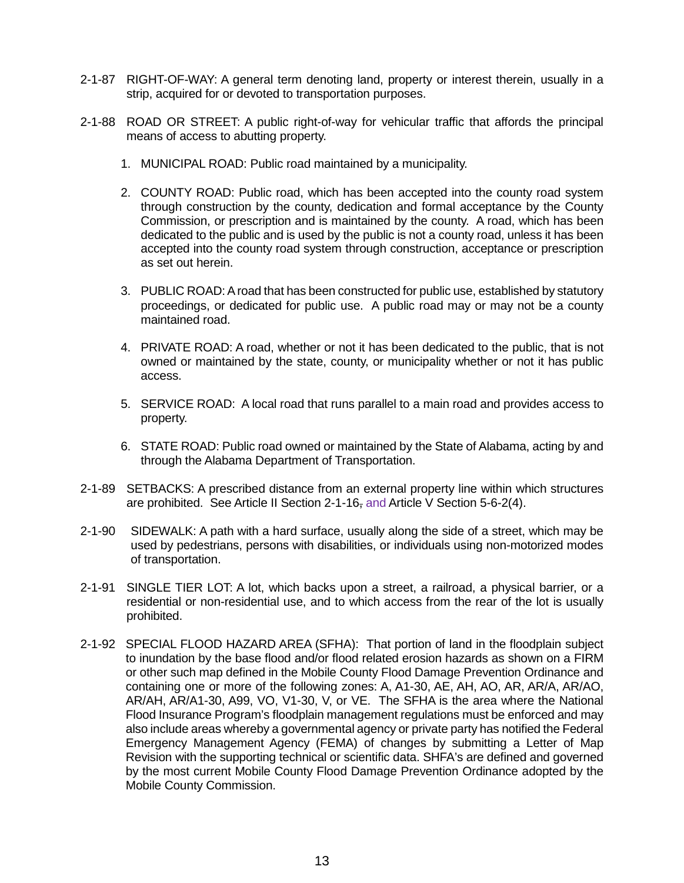2-1-87 RIGHT-OF-WAY: A general term denoting land, property or interest therein, usually in a strip, acquired for or devoted to transportation purposes.

2-1-88 ROAD OR STREET: A public right-of-way for vehicular traffic that affords the principal means of access to abutting property.

1. MUNICIPAL ROAD: Public road maintained by a municipality.

2. COUNTY ROAD: Public road, which has been accepted into the county road system through construction by the county, dedication and formal acceptance by the County Commission, or prescription and is maintained by the county. A road, which has been dedicated to the public and is used by the public is not a county road, unless it has been accepted into the county road system through construction, acceptance or prescription as set out herein.

3. PUBLIC ROAD: A road that has been constructed for public use, established by statutory proceedings, or dedicated for public use. A public road may or may not be a county maintained road.

4. PRIVATE ROAD: A road, whether or not it has been dedicated to the public, that is not owned or maintained by the state, county, or municipality whether or not it has public access.

5. SERVICE ROAD: A local road that runs parallel to a main road and provides access to property.

6. STATE ROAD: Public road owned or maintained by the State of Alabama, acting by and through the Alabama Department of Transportation.

2-1-89 SETBACKS: A prescribed distance from an external property line within which structures are prohibited. See Article II Section 2-1-16, and Article V Section 5-6-2(4).

2-1-90 SIDEWALK: A path with a hard surface, usually along the side of a street, which may be used by pedestrians, persons with disabilities, or individuals using non-motorized modes of transportation.

2-1-91 SINGLE TIER LOT: A lot, which backs upon a street, a railroad, a physical barrier, or a residential or non-residential use, and to which access from the rear of the lot is usually prohibited.

2-1-92 SPECIAL FLOOD HAZARD AREA (SFHA): That portion of land in the floodplain subject to inundation by the base flood and/or flood related erosion hazards as shown on a FIRM or other such map defined in the Mobile County Flood Damage Prevention Ordinance and containing one or more of the following zones: A, A1-30, AE, AH, AO, AR, AR/A, AR/AO, AR/AH, AR/A1-30, A99, VO, V1-30, V, or VE. The SFHA is the area where the National Flood Insurance Program's floodplain management regulations must be enforced and may also include areas whereby a governmental agency or private party has notified the Federal Emergency Management Agency (FEMA) of changes by submitting a Letter of Map Revision with the supporting technical or scientific data. SHFA's are defined and governed by the most current Mobile County Flood Damage Prevention Ordinance adopted by the Mobile County Commission.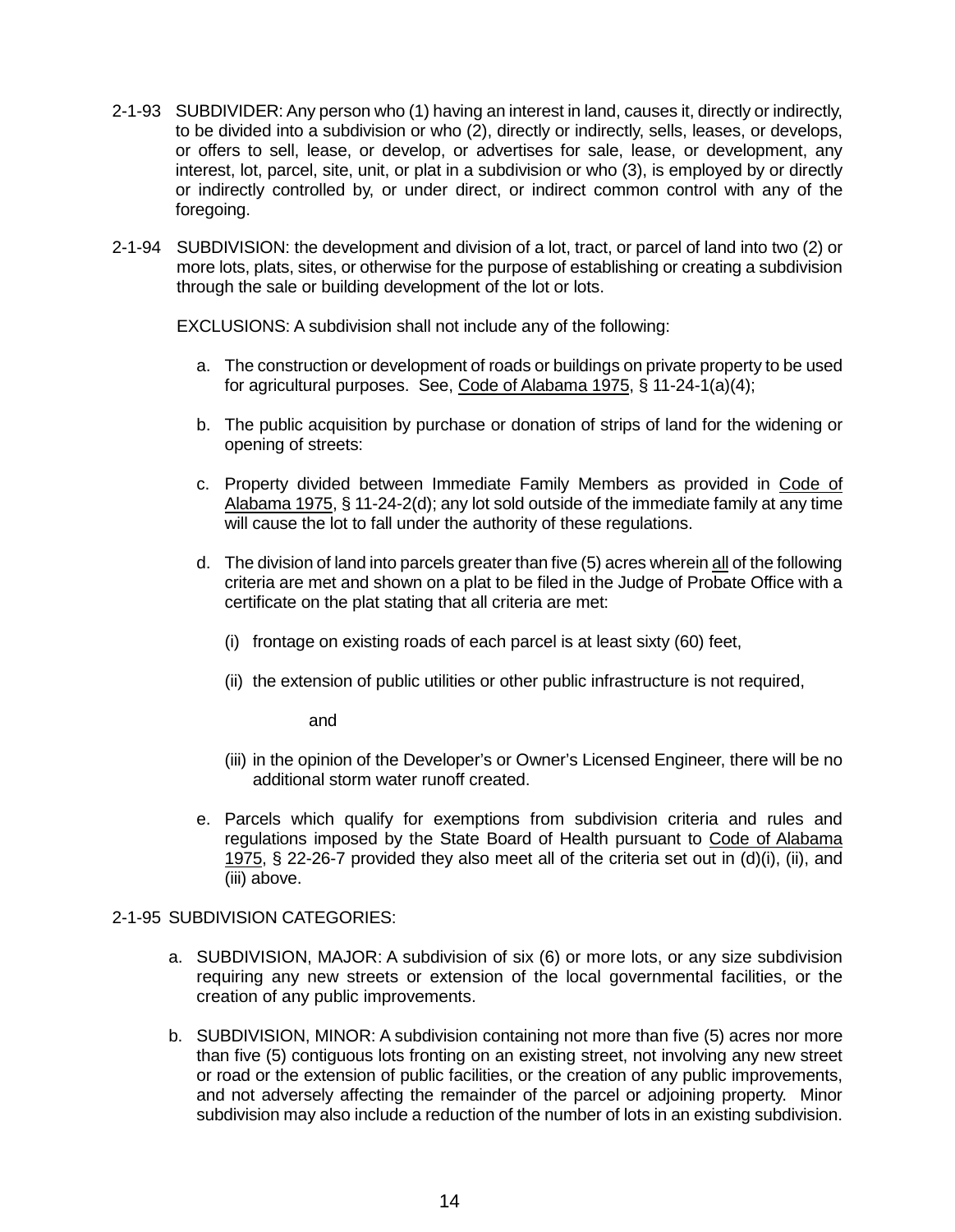2-1-93 SUBDIVIDER: Any person who (1) having an interest in land, causes it, directly or indirectly, to be divided into a subdivision or who (2), directly or indirectly, sells, leases, or develops, or offers to sell, lease, or develop, or advertises for sale, lease, or development, any interest, lot, parcel, site, unit, or plat in a subdivision or who (3), is employed by or directly or indirectly controlled by, or under direct, or indirect common control with any of the foregoing.

2-1-94 SUBDIVISION: the development and division of a lot, tract, or parcel of land into two (2) or more lots, plats, sites, or otherwise for the purpose of establishing or creating a subdivision through the sale or building development of the lot or lots.

EXCLUSIONS: A subdivision shall not include any of the following:

a. The construction or development of roads or buildings on private property to be used for agricultural purposes. See, Code of Alabama 1975, § 11-24-1(a)(4);

b. The public acquisition by purchase or donation of strips of land for the widening or opening of streets:

c. Property divided between Immediate Family Members as provided in Code of Alabama 1975, § 11-24-2(d); any lot sold outside of the immediate family at any time will cause the lot to fall under the authority of these regulations.

d. The division of land into parcels greater than five (5) acres wherein all of the following criteria are met and shown on a plat to be filed in the Judge of Probate Office with a certificate on the plat stating that all criteria are met:

   (i) frontage on existing roads of each parcel is at least sixty (60) feet,

   (ii) the extension of public utilities or other public infrastructure is not required,

   and

   (iii) in the opinion of the Developer's or Owner's Licensed Engineer, there will be no additional storm water runoff created.

e. Parcels which qualify for exemptions from subdivision criteria and rules and regulations imposed by the State Board of Health pursuant to Code of Alabama 1975, § 22-26-7 provided they also meet all of the criteria set out in (d)(i), (ii), and (iii) above.

2-1-95 SUBDIVISION CATEGORIES:

a. SUBDIVISION, MAJOR: A subdivision of six (6) or more lots, or any size subdivision requiring any new streets or extension of the local governmental facilities, or the creation of any public improvements.

b. SUBDIVISION, MINOR: A subdivision containing not more than five (5) acres nor more than five (5) contiguous lots fronting on an existing street, not involving any new street or road or the extension of public facilities, or the creation of any public improvements, and not adversely affecting the remainder of the parcel or adjoining property. Minor subdivision may also include a reduction of the number of lots in an existing subdivision.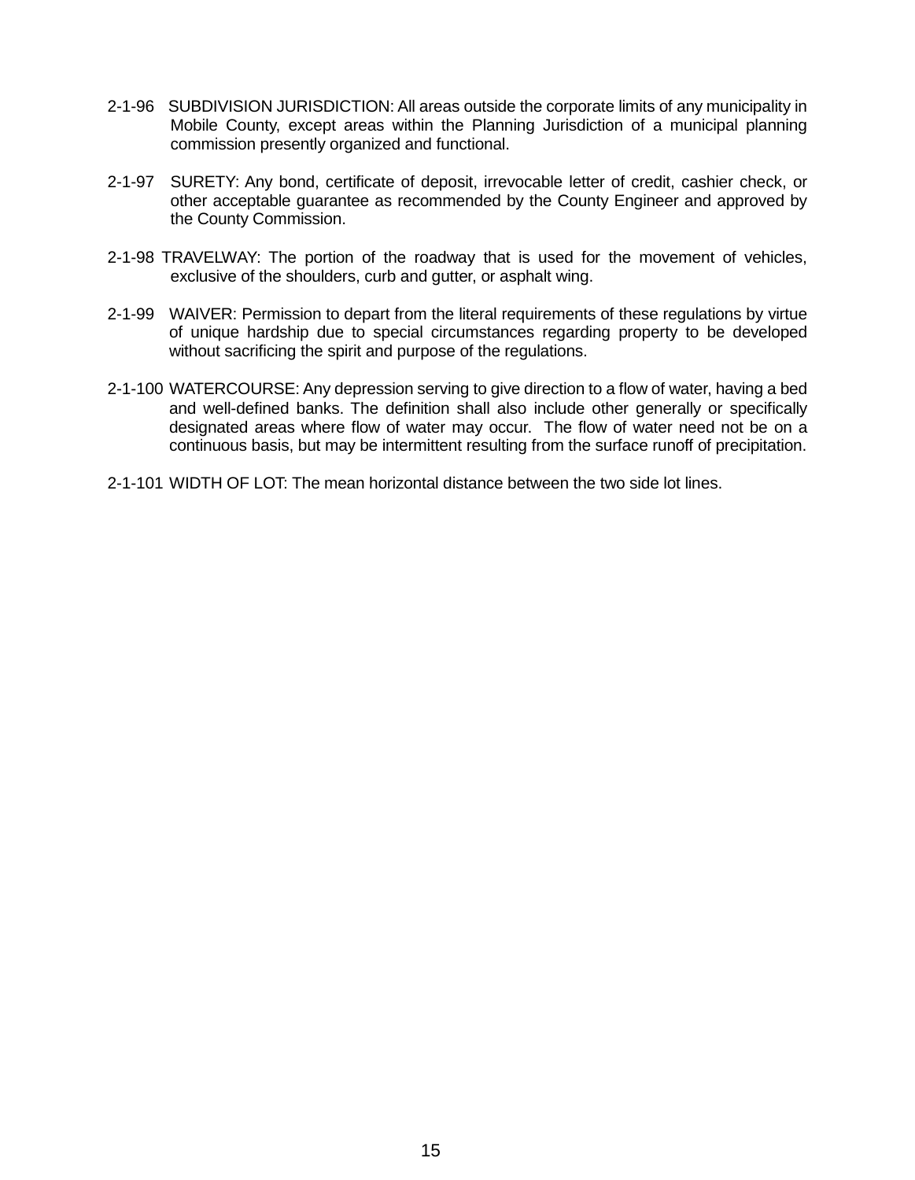2-1-96 SUBDIVISION JURISDICTION: All areas outside the corporate limits of any municipality in Mobile County, except areas within the Planning Jurisdiction of a municipal planning commission presently organized and functional.

2-1-97 SURETY: Any bond, certificate of deposit, irrevocable letter of credit, cashier check, or other acceptable guarantee as recommended by the County Engineer and approved by the County Commission.

2-1-98 TRAVELWAY: The portion of the roadway that is used for the movement of vehicles, exclusive of the shoulders, curb and gutter, or asphalt wing.

2-1-99 WAIVER: Permission to depart from the literal requirements of these regulations by virtue of unique hardship due to special circumstances regarding property to be developed without sacrificing the spirit and purpose of the regulations.

2-1-100 WATERCOURSE: Any depression serving to give direction to a flow of water, having a bed and well-defined banks. The definition shall also include other generally or specifically designated areas where flow of water may occur. The flow of water need not be on a continuous basis, but may be intermittent resulting from the surface runoff of precipitation.

2-1-101 WIDTH OF LOT: The mean horizontal distance between the two side lot lines.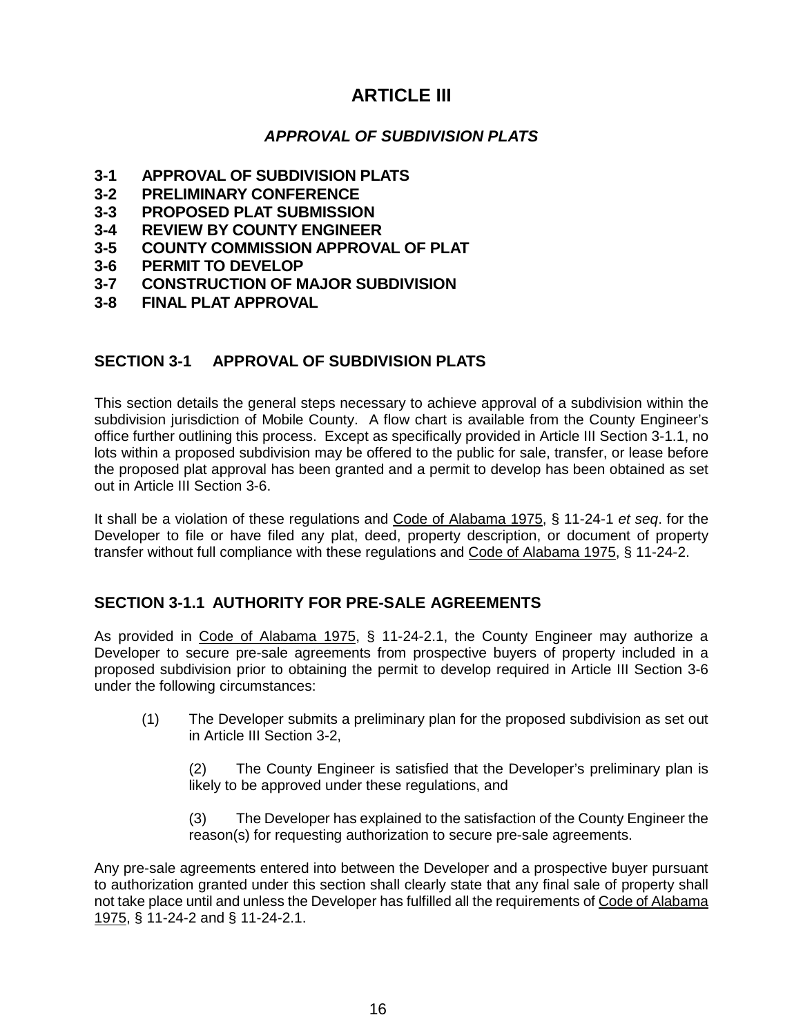# ARTICLE III

## *APPROVAL OF SUBDIVISION PLATS*

**3-1 APPROVAL OF SUBDIVISION PLATS**
**3-2 PRELIMINARY CONFERENCE**
**3-3 PROPOSED PLAT SUBMISSION**
**3-4 REVIEW BY COUNTY ENGINEER**
**3-5 COUNTY COMMISSION APPROVAL OF PLAT**
**3-6 PERMIT TO DEVELOP**
**3-7 CONSTRUCTION OF MAJOR SUBDIVISION**
**3-8 FINAL PLAT APPROVAL**

### SECTION 3-1 APPROVAL OF SUBDIVISION PLATS

This section details the general steps necessary to achieve approval of a subdivision within the subdivision jurisdiction of Mobile County. A flow chart is available from the County Engineer's office further outlining this process. Except as specifically provided in Article III Section 3-1.1, no lots within a proposed subdivision may be offered to the public for sale, transfer, or lease before the proposed plat approval has been granted and a permit to develop has been obtained as set out in Article III Section 3-6.

It shall be a violation of these regulations and Code of Alabama 1975, § 11-24-1 *et seq*. for the Developer to file or have filed any plat, deed, property description, or document of property transfer without full compliance with these regulations and Code of Alabama 1975, § 11-24-2.

### SECTION 3-1.1 AUTHORITY FOR PRE-SALE AGREEMENTS

As provided in Code of Alabama 1975, § 11-24-2.1, the County Engineer may authorize a Developer to secure pre-sale agreements from prospective buyers of property included in a proposed subdivision prior to obtaining the permit to develop required in Article III Section 3-6 under the following circumstances:

(1) The Developer submits a preliminary plan for the proposed subdivision as set out in Article III Section 3-2,

(2) The County Engineer is satisfied that the Developer's preliminary plan is likely to be approved under these regulations, and

(3) The Developer has explained to the satisfaction of the County Engineer the reason(s) for requesting authorization to secure pre-sale agreements.

Any pre-sale agreements entered into between the Developer and a prospective buyer pursuant to authorization granted under this section shall clearly state that any final sale of property shall not take place until and unless the Developer has fulfilled all the requirements of Code of Alabama 1975, § 11-24-2 and § 11-24-2.1.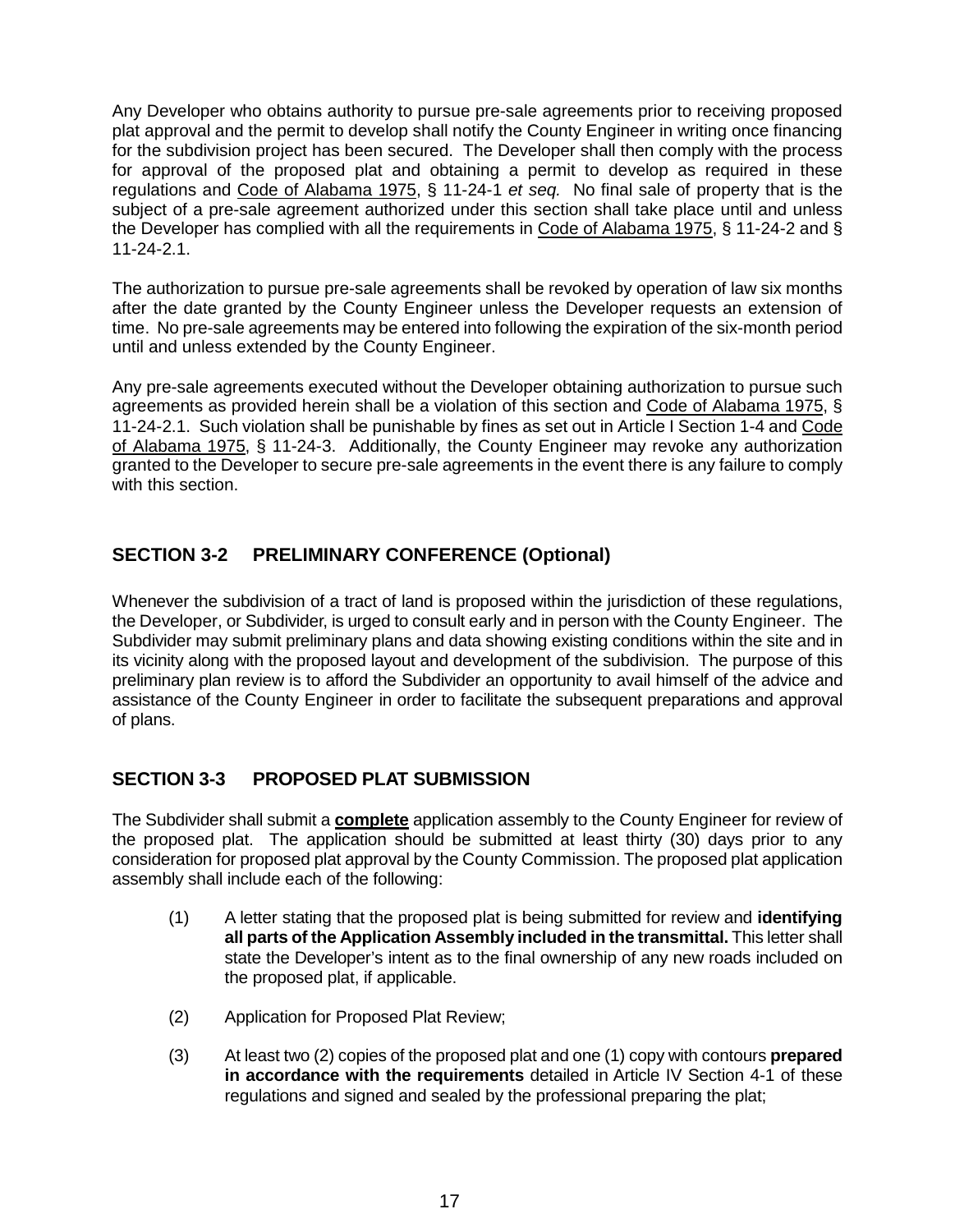Any Developer who obtains authority to pursue pre-sale agreements prior to receiving proposed plat approval and the permit to develop shall notify the County Engineer in writing once financing for the subdivision project has been secured. The Developer shall then comply with the process for approval of the proposed plat and obtaining a permit to develop as required in these regulations and Code of Alabama 1975, § 11-24-1 *et seq.* No final sale of property that is the subject of a pre-sale agreement authorized under this section shall take place until and unless the Developer has complied with all the requirements in Code of Alabama 1975, § 11-24-2 and § 11-24-2.1.

The authorization to pursue pre-sale agreements shall be revoked by operation of law six months after the date granted by the County Engineer unless the Developer requests an extension of time. No pre-sale agreements may be entered into following the expiration of the six-month period until and unless extended by the County Engineer.

Any pre-sale agreements executed without the Developer obtaining authorization to pursue such agreements as provided herein shall be a violation of this section and Code of Alabama 1975, § 11-24-2.1. Such violation shall be punishable by fines as set out in Article I Section 1-4 and Code of Alabama 1975, § 11-24-3. Additionally, the County Engineer may revoke any authorization granted to the Developer to secure pre-sale agreements in the event there is any failure to comply with this section.

## SECTION 3-2 PRELIMINARY CONFERENCE (Optional)

Whenever the subdivision of a tract of land is proposed within the jurisdiction of these regulations, the Developer, or Subdivider, is urged to consult early and in person with the County Engineer. The Subdivider may submit preliminary plans and data showing existing conditions within the site and in its vicinity along with the proposed layout and development of the subdivision. The purpose of this preliminary plan review is to afford the Subdivider an opportunity to avail himself of the advice and assistance of the County Engineer in order to facilitate the subsequent preparations and approval of plans.

## SECTION 3-3 PROPOSED PLAT SUBMISSION

The Subdivider shall submit a **complete** application assembly to the County Engineer for review of the proposed plat. The application should be submitted at least thirty (30) days prior to any consideration for proposed plat approval by the County Commission. The proposed plat application assembly shall include each of the following:

(1) A letter stating that the proposed plat is being submitted for review and **identifying all parts of the Application Assembly included in the transmittal.** This letter shall state the Developer's intent as to the final ownership of any new roads included on the proposed plat, if applicable.

(2) Application for Proposed Plat Review;

(3) At least two (2) copies of the proposed plat and one (1) copy with contours **prepared in accordance with the requirements** detailed in Article IV Section 4-1 of these regulations and signed and sealed by the professional preparing the plat;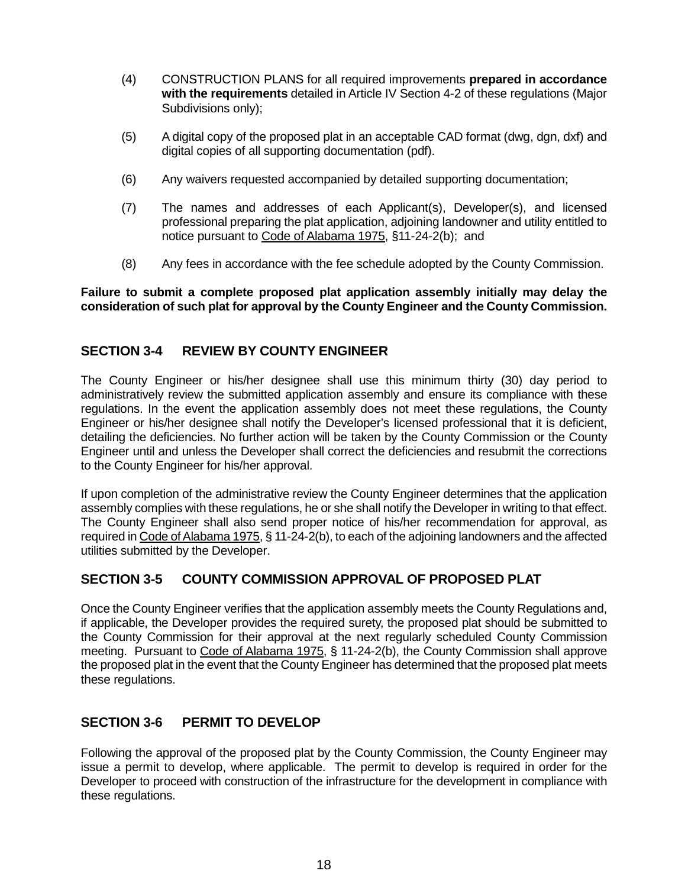(4) CONSTRUCTION PLANS for all required improvements **prepared in accordance with the requirements** detailed in Article IV Section 4-2 of these regulations (Major Subdivisions only);

(5) A digital copy of the proposed plat in an acceptable CAD format (dwg, dgn, dxf) and digital copies of all supporting documentation (pdf).

(6) Any waivers requested accompanied by detailed supporting documentation;

(7) The names and addresses of each Applicant(s), Developer(s), and licensed professional preparing the plat application, adjoining landowner and utility entitled to notice pursuant to Code of Alabama 1975, §11-24-2(b); and

(8) Any fees in accordance with the fee schedule adopted by the County Commission.

**Failure to submit a complete proposed plat application assembly initially may delay the consideration of such plat for approval by the County Engineer and the County Commission.**

## SECTION 3-4 REVIEW BY COUNTY ENGINEER

The County Engineer or his/her designee shall use this minimum thirty (30) day period to administratively review the submitted application assembly and ensure its compliance with these regulations. In the event the application assembly does not meet these regulations, the County Engineer or his/her designee shall notify the Developer's licensed professional that it is deficient, detailing the deficiencies. No further action will be taken by the County Commission or the County Engineer until and unless the Developer shall correct the deficiencies and resubmit the corrections to the County Engineer for his/her approval.

If upon completion of the administrative review the County Engineer determines that the application assembly complies with these regulations, he or she shall notify the Developer in writing to that effect. The County Engineer shall also send proper notice of his/her recommendation for approval, as required in Code of Alabama 1975, § 11-24-2(b), to each of the adjoining landowners and the affected utilities submitted by the Developer.

## SECTION 3-5 COUNTY COMMISSION APPROVAL OF PROPOSED PLAT

Once the County Engineer verifies that the application assembly meets the County Regulations and, if applicable, the Developer provides the required surety, the proposed plat should be submitted to the County Commission for their approval at the next regularly scheduled County Commission meeting. Pursuant to Code of Alabama 1975, § 11-24-2(b), the County Commission shall approve the proposed plat in the event that the County Engineer has determined that the proposed plat meets these regulations.

## SECTION 3-6 PERMIT TO DEVELOP

Following the approval of the proposed plat by the County Commission, the County Engineer may issue a permit to develop, where applicable. The permit to develop is required in order for the Developer to proceed with construction of the infrastructure for the development in compliance with these regulations.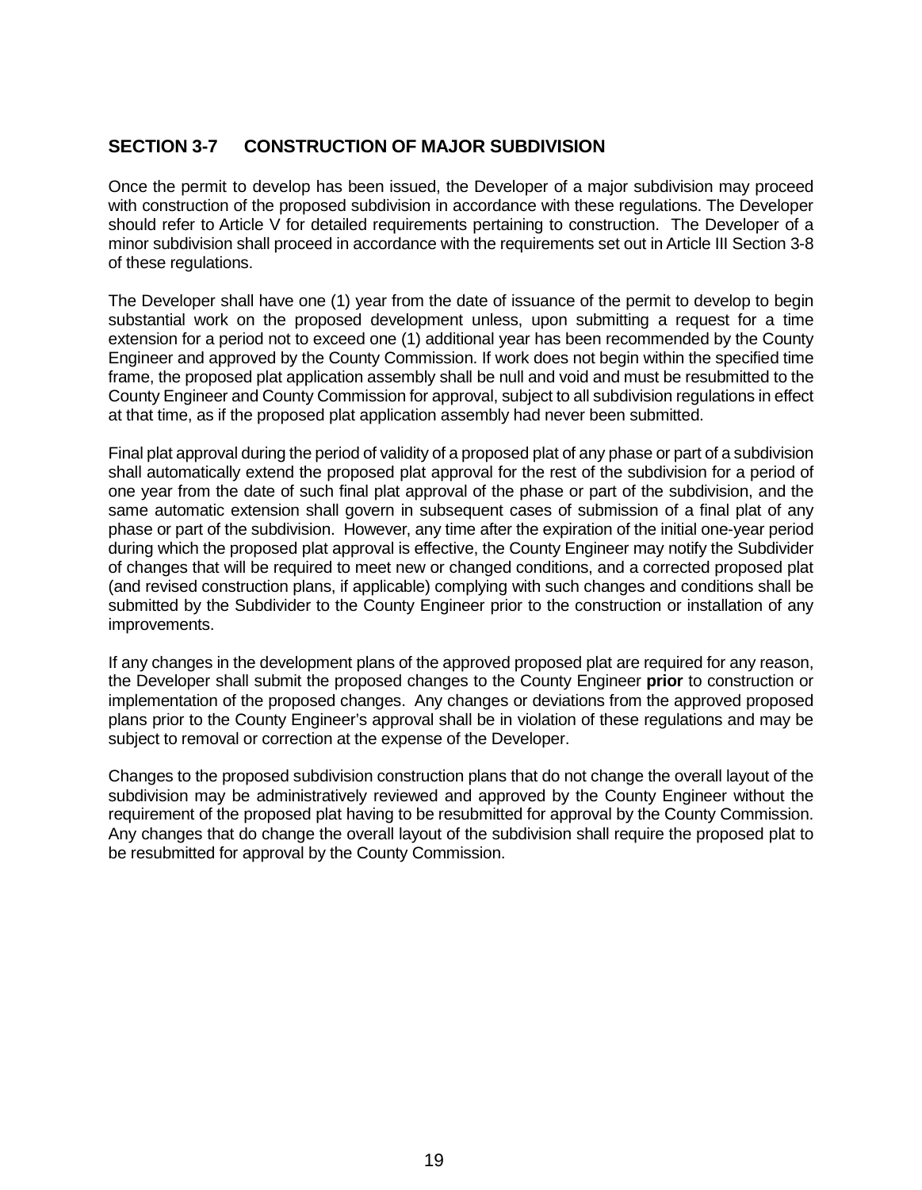## SECTION 3-7 CONSTRUCTION OF MAJOR SUBDIVISION

Once the permit to develop has been issued, the Developer of a major subdivision may proceed with construction of the proposed subdivision in accordance with these regulations. The Developer should refer to Article V for detailed requirements pertaining to construction. The Developer of a minor subdivision shall proceed in accordance with the requirements set out in Article III Section 3-8 of these regulations.

The Developer shall have one (1) year from the date of issuance of the permit to develop to begin substantial work on the proposed development unless, upon submitting a request for a time extension for a period not to exceed one (1) additional year has been recommended by the County Engineer and approved by the County Commission. If work does not begin within the specified time frame, the proposed plat application assembly shall be null and void and must be resubmitted to the County Engineer and County Commission for approval, subject to all subdivision regulations in effect at that time, as if the proposed plat application assembly had never been submitted.

Final plat approval during the period of validity of a proposed plat of any phase or part of a subdivision shall automatically extend the proposed plat approval for the rest of the subdivision for a period of one year from the date of such final plat approval of the phase or part of the subdivision, and the same automatic extension shall govern in subsequent cases of submission of a final plat of any phase or part of the subdivision. However, any time after the expiration of the initial one-year period during which the proposed plat approval is effective, the County Engineer may notify the Subdivider of changes that will be required to meet new or changed conditions, and a corrected proposed plat (and revised construction plans, if applicable) complying with such changes and conditions shall be submitted by the Subdivider to the County Engineer prior to the construction or installation of any improvements.

If any changes in the development plans of the approved proposed plat are required for any reason, the Developer shall submit the proposed changes to the County Engineer **prior** to construction or implementation of the proposed changes. Any changes or deviations from the approved proposed plans prior to the County Engineer's approval shall be in violation of these regulations and may be subject to removal or correction at the expense of the Developer.

Changes to the proposed subdivision construction plans that do not change the overall layout of the subdivision may be administratively reviewed and approved by the County Engineer without the requirement of the proposed plat having to be resubmitted for approval by the County Commission. Any changes that do change the overall layout of the subdivision shall require the proposed plat to be resubmitted for approval by the County Commission.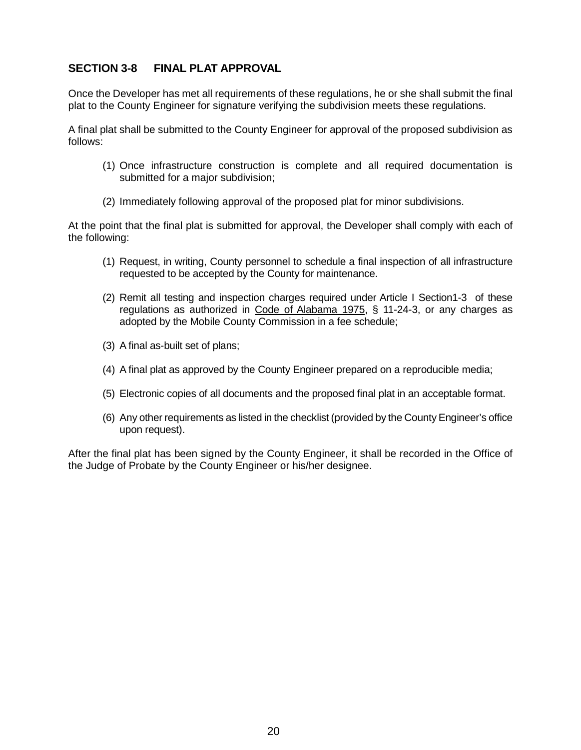## SECTION 3-8 FINAL PLAT APPROVAL

Once the Developer has met all requirements of these regulations, he or she shall submit the final plat to the County Engineer for signature verifying the subdivision meets these regulations.

A final plat shall be submitted to the County Engineer for approval of the proposed subdivision as follows:

(1) Once infrastructure construction is complete and all required documentation is submitted for a major subdivision;

(2) Immediately following approval of the proposed plat for minor subdivisions.

At the point that the final plat is submitted for approval, the Developer shall comply with each of the following:

(1) Request, in writing, County personnel to schedule a final inspection of all infrastructure requested to be accepted by the County for maintenance.

(2) Remit all testing and inspection charges required under Article I Section1-3 of these regulations as authorized in Code of Alabama 1975, § 11-24-3, or any charges as adopted by the Mobile County Commission in a fee schedule;

(3) A final as-built set of plans;

(4) A final plat as approved by the County Engineer prepared on a reproducible media;

(5) Electronic copies of all documents and the proposed final plat in an acceptable format.

(6) Any other requirements as listed in the checklist (provided by the County Engineer's office upon request).

After the final plat has been signed by the County Engineer, it shall be recorded in the Office of the Judge of Probate by the County Engineer or his/her designee.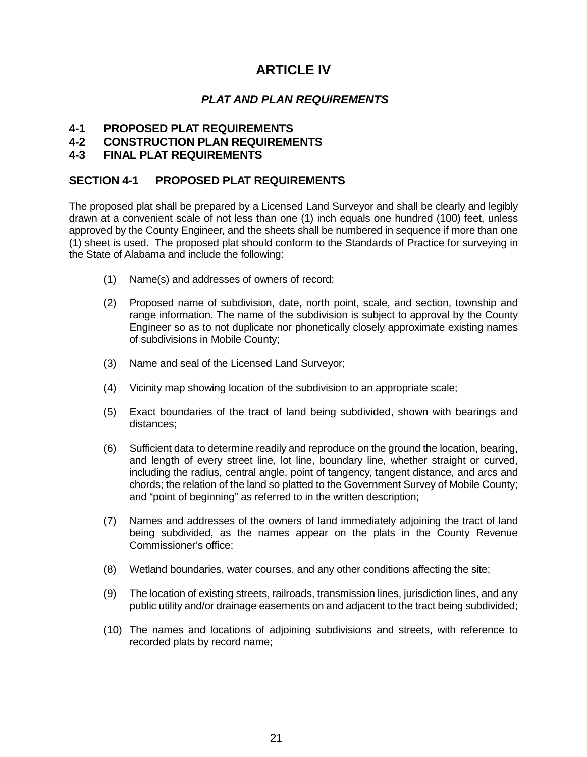# ARTICLE IV

## *PLAT AND PLAN REQUIREMENTS*

**4-1 PROPOSED PLAT REQUIREMENTS**
**4-2 CONSTRUCTION PLAN REQUIREMENTS**
**4-3 FINAL PLAT REQUIREMENTS**

### SECTION 4-1 PROPOSED PLAT REQUIREMENTS

The proposed plat shall be prepared by a Licensed Land Surveyor and shall be clearly and legibly drawn at a convenient scale of not less than one (1) inch equals one hundred (100) feet, unless approved by the County Engineer, and the sheets shall be numbered in sequence if more than one (1) sheet is used. The proposed plat should conform to the Standards of Practice for surveying in the State of Alabama and include the following:

(1) Name(s) and addresses of owners of record;

(2) Proposed name of subdivision, date, north point, scale, and section, township and range information. The name of the subdivision is subject to approval by the County Engineer so as to not duplicate nor phonetically closely approximate existing names of subdivisions in Mobile County;

(3) Name and seal of the Licensed Land Surveyor;

(4) Vicinity map showing location of the subdivision to an appropriate scale;

(5) Exact boundaries of the tract of land being subdivided, shown with bearings and distances;

(6) Sufficient data to determine readily and reproduce on the ground the location, bearing, and length of every street line, lot line, boundary line, whether straight or curved, including the radius, central angle, point of tangency, tangent distance, and arcs and chords; the relation of the land so platted to the Government Survey of Mobile County; and "point of beginning" as referred to in the written description;

(7) Names and addresses of the owners of land immediately adjoining the tract of land being subdivided, as the names appear on the plats in the County Revenue Commissioner's office;

(8) Wetland boundaries, water courses, and any other conditions affecting the site;

(9) The location of existing streets, railroads, transmission lines, jurisdiction lines, and any public utility and/or drainage easements on and adjacent to the tract being subdivided;

(10) The names and locations of adjoining subdivisions and streets, with reference to recorded plats by record name;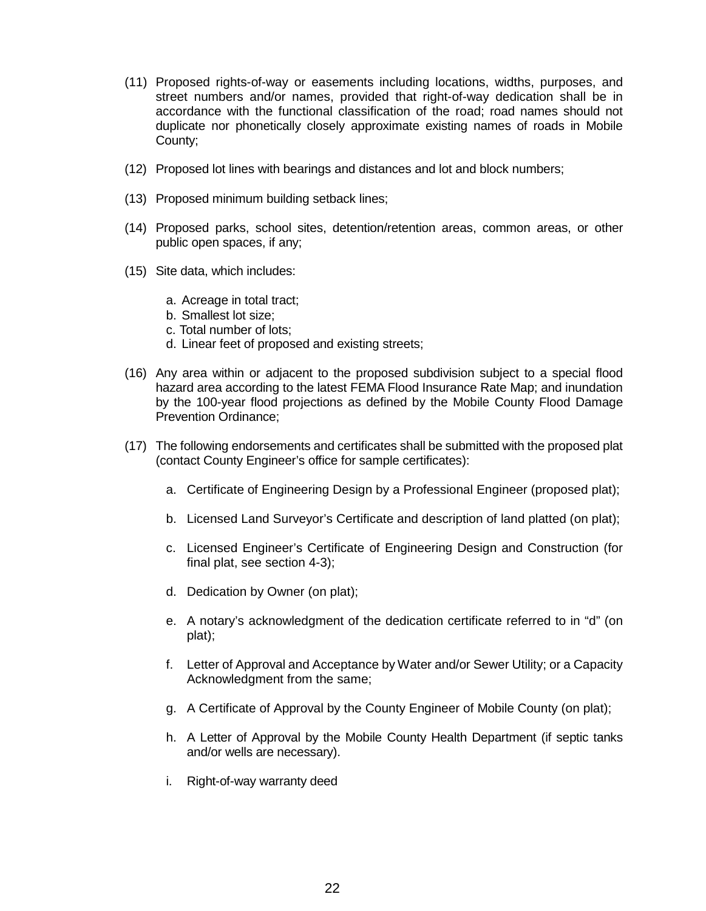(11) Proposed rights-of-way or easements including locations, widths, purposes, and street numbers and/or names, provided that right-of-way dedication shall be in accordance with the functional classification of the road; road names should not duplicate nor phonetically closely approximate existing names of roads in Mobile County;

(12) Proposed lot lines with bearings and distances and lot and block numbers;

(13) Proposed minimum building setback lines;

(14) Proposed parks, school sites, detention/retention areas, common areas, or other public open spaces, if any;

(15) Site data, which includes:

   a. Acreage in total tract;
   b. Smallest lot size;
   c. Total number of lots;
   d. Linear feet of proposed and existing streets;

(16) Any area within or adjacent to the proposed subdivision subject to a special flood hazard area according to the latest FEMA Flood Insurance Rate Map; and inundation by the 100-year flood projections as defined by the Mobile County Flood Damage Prevention Ordinance;

(17) The following endorsements and certificates shall be submitted with the proposed plat (contact County Engineer's office for sample certificates):

   a. Certificate of Engineering Design by a Professional Engineer (proposed plat);

   b. Licensed Land Surveyor's Certificate and description of land platted (on plat);

   c. Licensed Engineer's Certificate of Engineering Design and Construction (for final plat, see section 4-3);

   d. Dedication by Owner (on plat);

   e. A notary's acknowledgment of the dedication certificate referred to in "d" (on plat);

   f. Letter of Approval and Acceptance by Water and/or Sewer Utility; or a Capacity Acknowledgment from the same;

   g. A Certificate of Approval by the County Engineer of Mobile County (on plat);

   h. A Letter of Approval by the Mobile County Health Department (if septic tanks and/or wells are necessary).

   i. Right-of-way warranty deed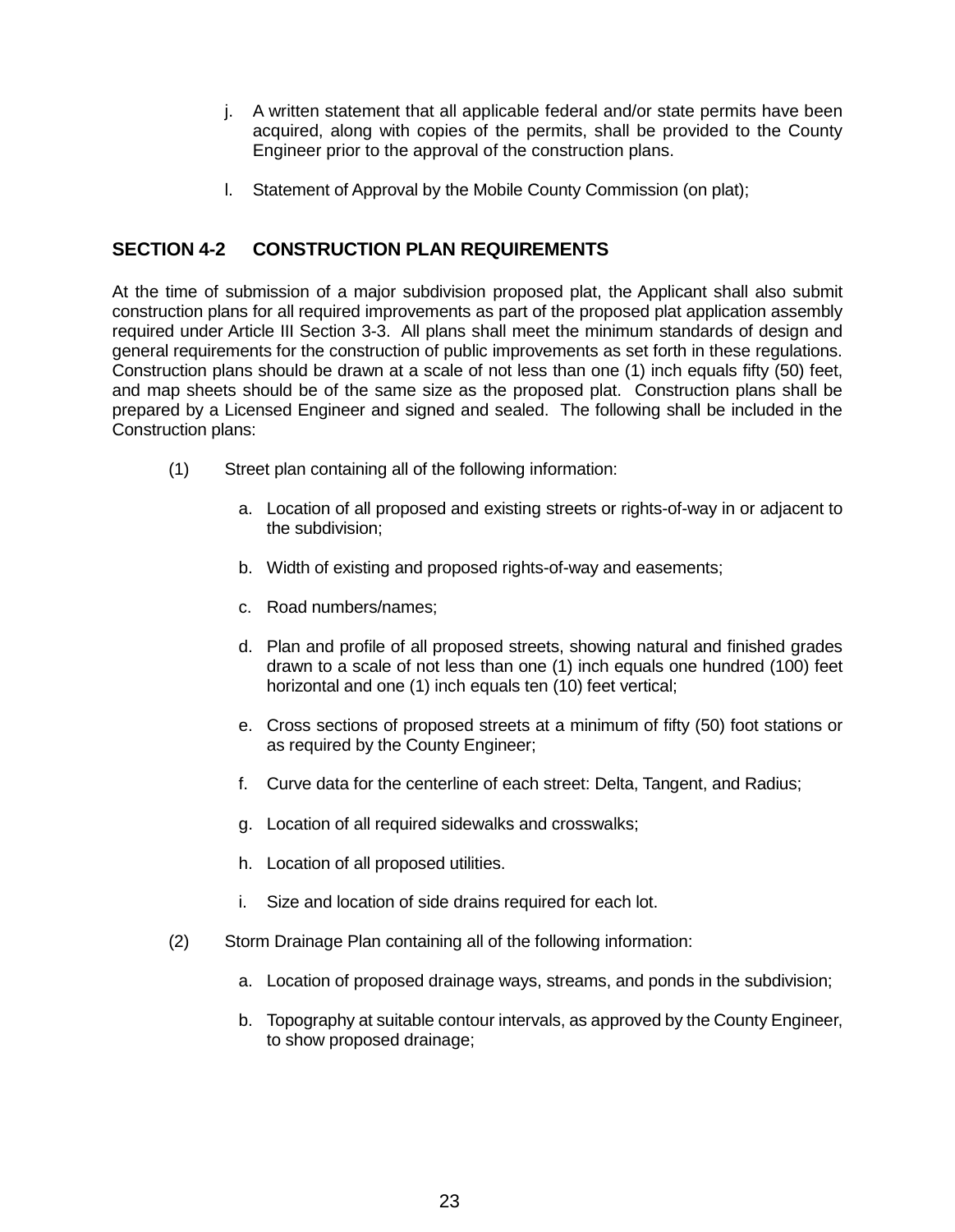j. A written statement that all applicable federal and/or state permits have been acquired, along with copies of the permits, shall be provided to the County Engineer prior to the approval of the construction plans.

l. Statement of Approval by the Mobile County Commission (on plat);

## SECTION 4-2 CONSTRUCTION PLAN REQUIREMENTS

At the time of submission of a major subdivision proposed plat, the Applicant shall also submit construction plans for all required improvements as part of the proposed plat application assembly required under Article III Section 3-3. All plans shall meet the minimum standards of design and general requirements for the construction of public improvements as set forth in these regulations. Construction plans should be drawn at a scale of not less than one (1) inch equals fifty (50) feet, and map sheets should be of the same size as the proposed plat. Construction plans shall be prepared by a Licensed Engineer and signed and sealed. The following shall be included in the Construction plans:

(1) Street plan containing all of the following information:

a. Location of all proposed and existing streets or rights-of-way in or adjacent to the subdivision;

b. Width of existing and proposed rights-of-way and easements;

c. Road numbers/names;

d. Plan and profile of all proposed streets, showing natural and finished grades drawn to a scale of not less than one (1) inch equals one hundred (100) feet horizontal and one (1) inch equals ten (10) feet vertical;

e. Cross sections of proposed streets at a minimum of fifty (50) foot stations or as required by the County Engineer;

f. Curve data for the centerline of each street: Delta, Tangent, and Radius;

g. Location of all required sidewalks and crosswalks;

h. Location of all proposed utilities.

i. Size and location of side drains required for each lot.

(2) Storm Drainage Plan containing all of the following information:

a. Location of proposed drainage ways, streams, and ponds in the subdivision;

b. Topography at suitable contour intervals, as approved by the County Engineer, to show proposed drainage;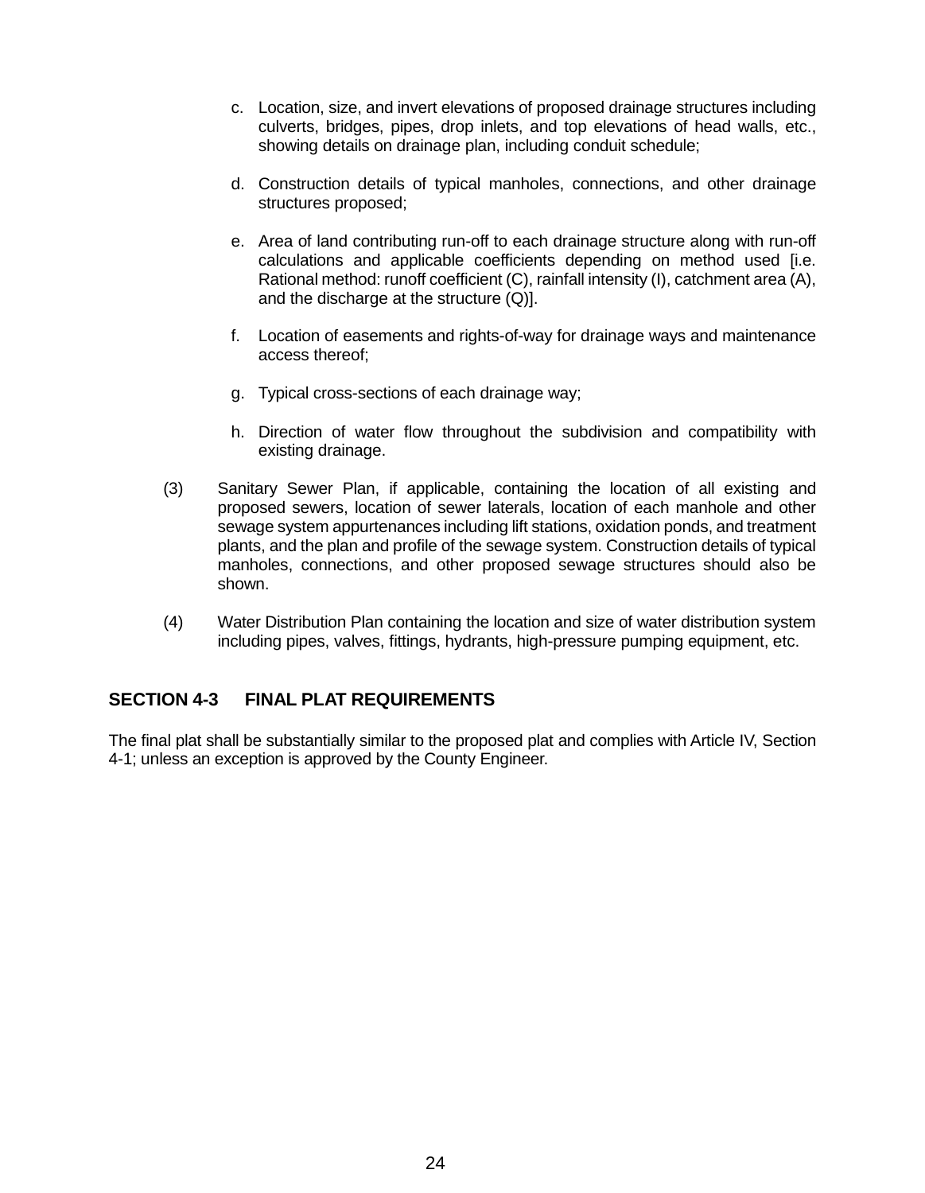c. Location, size, and invert elevations of proposed drainage structures including culverts, bridges, pipes, drop inlets, and top elevations of head walls, etc., showing details on drainage plan, including conduit schedule;

d. Construction details of typical manholes, connections, and other drainage structures proposed;

e. Area of land contributing run-off to each drainage structure along with run-off calculations and applicable coefficients depending on method used [i.e. Rational method: runoff coefficient (C), rainfall intensity (I), catchment area (A), and the discharge at the structure (Q)].

f. Location of easements and rights-of-way for drainage ways and maintenance access thereof;

g. Typical cross-sections of each drainage way;

h. Direction of water flow throughout the subdivision and compatibility with existing drainage.

(3) Sanitary Sewer Plan, if applicable, containing the location of all existing and proposed sewers, location of sewer laterals, location of each manhole and other sewage system appurtenances including lift stations, oxidation ponds, and treatment plants, and the plan and profile of the sewage system. Construction details of typical manholes, connections, and other proposed sewage structures should also be shown.

(4) Water Distribution Plan containing the location and size of water distribution system including pipes, valves, fittings, hydrants, high-pressure pumping equipment, etc.

## SECTION 4-3 FINAL PLAT REQUIREMENTS

The final plat shall be substantially similar to the proposed plat and complies with Article IV, Section 4-1; unless an exception is approved by the County Engineer.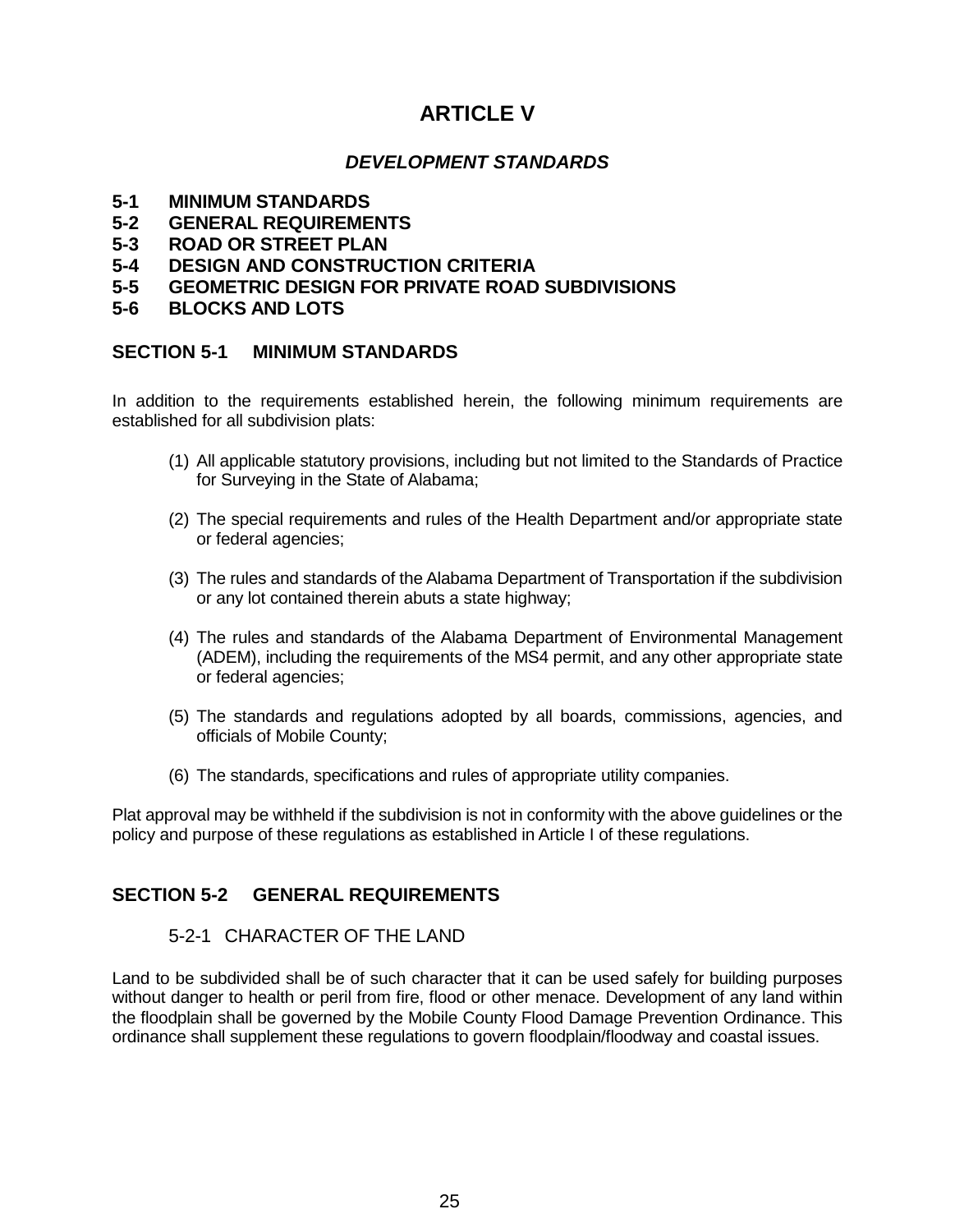# ARTICLE V

## *DEVELOPMENT STANDARDS*

**5-1 MINIMUM STANDARDS**
**5-2 GENERAL REQUIREMENTS**
**5-3 ROAD OR STREET PLAN**
**5-4 DESIGN AND CONSTRUCTION CRITERIA**
**5-5 GEOMETRIC DESIGN FOR PRIVATE ROAD SUBDIVISIONS**
**5-6 BLOCKS AND LOTS**

## SECTION 5-1 MINIMUM STANDARDS

In addition to the requirements established herein, the following minimum requirements are established for all subdivision plats:

(1) All applicable statutory provisions, including but not limited to the Standards of Practice for Surveying in the State of Alabama;

(2) The special requirements and rules of the Health Department and/or appropriate state or federal agencies;

(3) The rules and standards of the Alabama Department of Transportation if the subdivision or any lot contained therein abuts a state highway;

(4) The rules and standards of the Alabama Department of Environmental Management (ADEM), including the requirements of the MS4 permit, and any other appropriate state or federal agencies;

(5) The standards and regulations adopted by all boards, commissions, agencies, and officials of Mobile County;

(6) The standards, specifications and rules of appropriate utility companies.

Plat approval may be withheld if the subdivision is not in conformity with the above guidelines or the policy and purpose of these regulations as established in Article I of these regulations.

## SECTION 5-2 GENERAL REQUIREMENTS

### 5-2-1 CHARACTER OF THE LAND

Land to be subdivided shall be of such character that it can be used safely for building purposes without danger to health or peril from fire, flood or other menace. Development of any land within the floodplain shall be governed by the Mobile County Flood Damage Prevention Ordinance. This ordinance shall supplement these regulations to govern floodplain/floodway and coastal issues.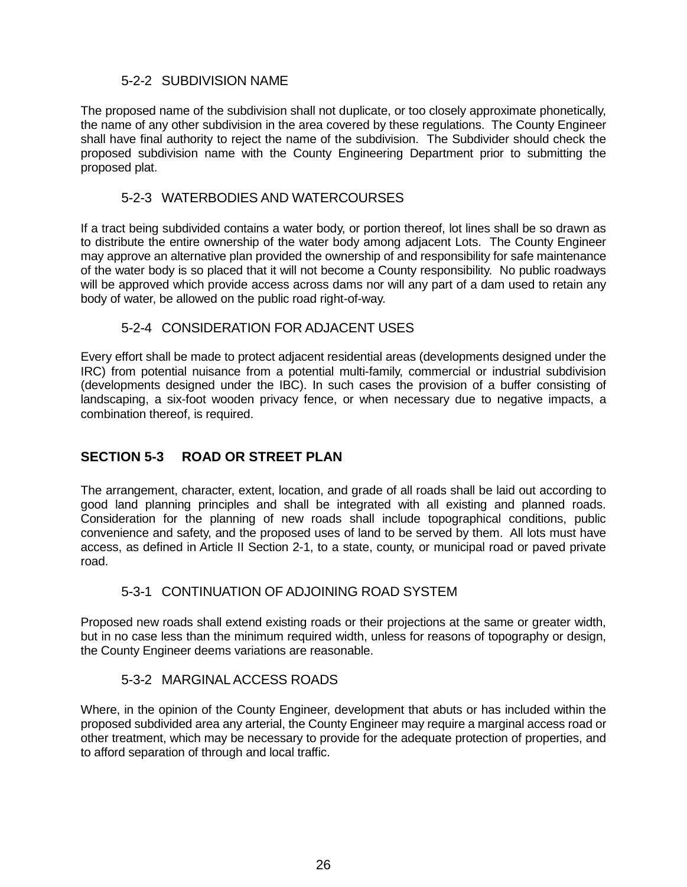### 5-2-2 SUBDIVISION NAME

The proposed name of the subdivision shall not duplicate, or too closely approximate phonetically, the name of any other subdivision in the area covered by these regulations. The County Engineer shall have final authority to reject the name of the subdivision. The Subdivider should check the proposed subdivision name with the County Engineering Department prior to submitting the proposed plat.

### 5-2-3 WATERBODIES AND WATERCOURSES

If a tract being subdivided contains a water body, or portion thereof, lot lines shall be so drawn as to distribute the entire ownership of the water body among adjacent Lots. The County Engineer may approve an alternative plan provided the ownership of and responsibility for safe maintenance of the water body is so placed that it will not become a County responsibility. No public roadways will be approved which provide access across dams nor will any part of a dam used to retain any body of water, be allowed on the public road right-of-way.

### 5-2-4 CONSIDERATION FOR ADJACENT USES

Every effort shall be made to protect adjacent residential areas (developments designed under the IRC) from potential nuisance from a potential multi-family, commercial or industrial subdivision (developments designed under the IBC). In such cases the provision of a buffer consisting of landscaping, a six-foot wooden privacy fence, or when necessary due to negative impacts, a combination thereof, is required.

## SECTION 5-3 ROAD OR STREET PLAN

The arrangement, character, extent, location, and grade of all roads shall be laid out according to good land planning principles and shall be integrated with all existing and planned roads. Consideration for the planning of new roads shall include topographical conditions, public convenience and safety, and the proposed uses of land to be served by them. All lots must have access, as defined in Article II Section 2-1, to a state, county, or municipal road or paved private road.

### 5-3-1 CONTINUATION OF ADJOINING ROAD SYSTEM

Proposed new roads shall extend existing roads or their projections at the same or greater width, but in no case less than the minimum required width, unless for reasons of topography or design, the County Engineer deems variations are reasonable.

### 5-3-2 MARGINAL ACCESS ROADS

Where, in the opinion of the County Engineer, development that abuts or has included within the proposed subdivided area any arterial, the County Engineer may require a marginal access road or other treatment, which may be necessary to provide for the adequate protection of properties, and to afford separation of through and local traffic.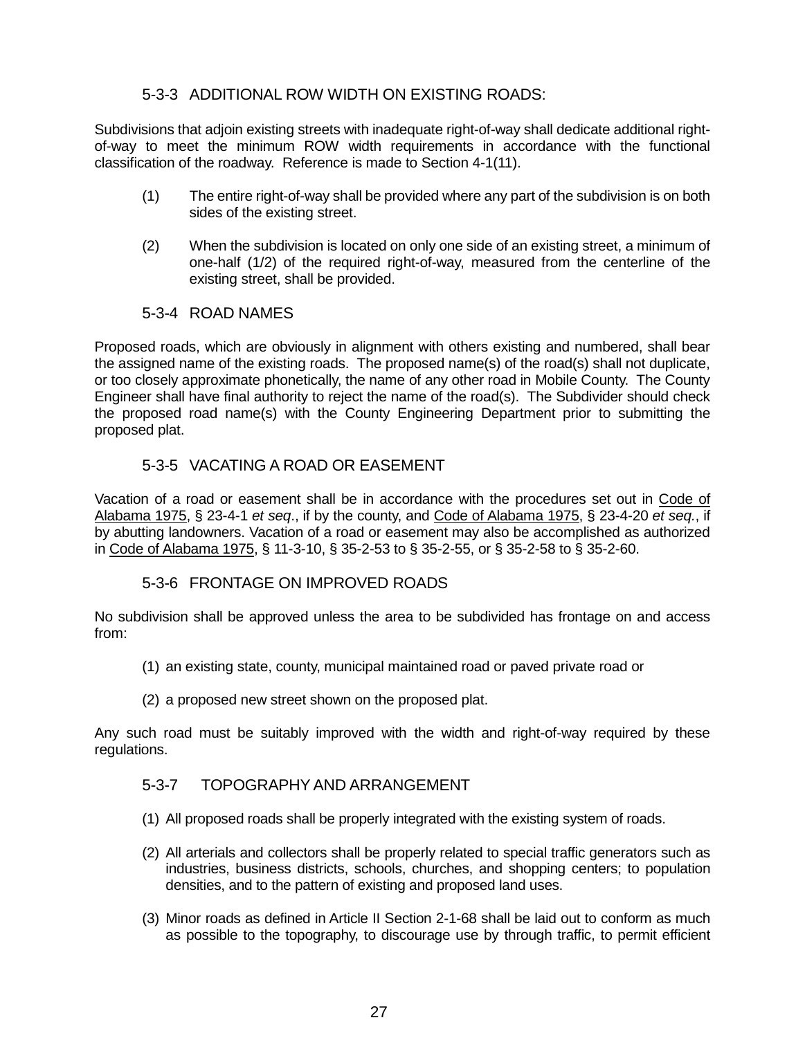### 5-3-3 ADDITIONAL ROW WIDTH ON EXISTING ROADS:

Subdivisions that adjoin existing streets with inadequate right-of-way shall dedicate additional right-of-way to meet the minimum ROW width requirements in accordance with the functional classification of the roadway. Reference is made to Section 4-1(11).

(1) The entire right-of-way shall be provided where any part of the subdivision is on both sides of the existing street.

(2) When the subdivision is located on only one side of an existing street, a minimum of one-half (1/2) of the required right-of-way, measured from the centerline of the existing street, shall be provided.

### 5-3-4 ROAD NAMES

Proposed roads, which are obviously in alignment with others existing and numbered, shall bear the assigned name of the existing roads. The proposed name(s) of the road(s) shall not duplicate, or too closely approximate phonetically, the name of any other road in Mobile County. The County Engineer shall have final authority to reject the name of the road(s). The Subdivider should check the proposed road name(s) with the County Engineering Department prior to submitting the proposed plat.

### 5-3-5 VACATING A ROAD OR EASEMENT

Vacation of a road or easement shall be in accordance with the procedures set out in Code of Alabama 1975, § 23-4-1 *et seq*., if by the county, and Code of Alabama 1975, § 23-4-20 *et seq.*, if by abutting landowners. Vacation of a road or easement may also be accomplished as authorized in Code of Alabama 1975, § 11-3-10, § 35-2-53 to § 35-2-55, or § 35-2-58 to § 35-2-60.

### 5-3-6 FRONTAGE ON IMPROVED ROADS

No subdivision shall be approved unless the area to be subdivided has frontage on and access from:

(1) an existing state, county, municipal maintained road or paved private road or

(2) a proposed new street shown on the proposed plat.

Any such road must be suitably improved with the width and right-of-way required by these regulations.

### 5-3-7 TOPOGRAPHY AND ARRANGEMENT

(1) All proposed roads shall be properly integrated with the existing system of roads.

(2) All arterials and collectors shall be properly related to special traffic generators such as industries, business districts, schools, churches, and shopping centers; to population densities, and to the pattern of existing and proposed land uses.

(3) Minor roads as defined in Article II Section 2-1-68 shall be laid out to conform as much as possible to the topography, to discourage use by through traffic, to permit efficient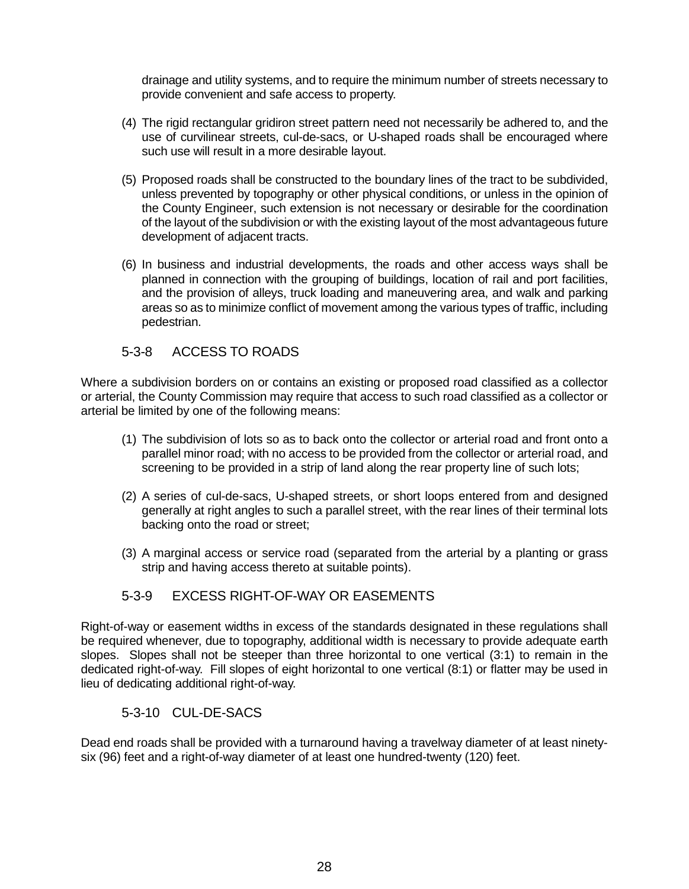drainage and utility systems, and to require the minimum number of streets necessary to provide convenient and safe access to property.

(4) The rigid rectangular gridiron street pattern need not necessarily be adhered to, and the use of curvilinear streets, cul-de-sacs, or U-shaped roads shall be encouraged where such use will result in a more desirable layout.

(5) Proposed roads shall be constructed to the boundary lines of the tract to be subdivided, unless prevented by topography or other physical conditions, or unless in the opinion of the County Engineer, such extension is not necessary or desirable for the coordination of the layout of the subdivision or with the existing layout of the most advantageous future development of adjacent tracts.

(6) In business and industrial developments, the roads and other access ways shall be planned in connection with the grouping of buildings, location of rail and port facilities, and the provision of alleys, truck loading and maneuvering area, and walk and parking areas so as to minimize conflict of movement among the various types of traffic, including pedestrian.

### 5-3-8 ACCESS TO ROADS

Where a subdivision borders on or contains an existing or proposed road classified as a collector or arterial, the County Commission may require that access to such road classified as a collector or arterial be limited by one of the following means:

(1) The subdivision of lots so as to back onto the collector or arterial road and front onto a parallel minor road; with no access to be provided from the collector or arterial road, and screening to be provided in a strip of land along the rear property line of such lots;

(2) A series of cul-de-sacs, U-shaped streets, or short loops entered from and designed generally at right angles to such a parallel street, with the rear lines of their terminal lots backing onto the road or street;

(3) A marginal access or service road (separated from the arterial by a planting or grass strip and having access thereto at suitable points).

### 5-3-9 EXCESS RIGHT-OF-WAY OR EASEMENTS

Right-of-way or easement widths in excess of the standards designated in these regulations shall be required whenever, due to topography, additional width is necessary to provide adequate earth slopes. Slopes shall not be steeper than three horizontal to one vertical (3:1) to remain in the dedicated right-of-way. Fill slopes of eight horizontal to one vertical (8:1) or flatter may be used in lieu of dedicating additional right-of-way.

### 5-3-10 CUL-DE-SACS

Dead end roads shall be provided with a turnaround having a travelway diameter of at least ninety-six (96) feet and a right-of-way diameter of at least one hundred-twenty (120) feet.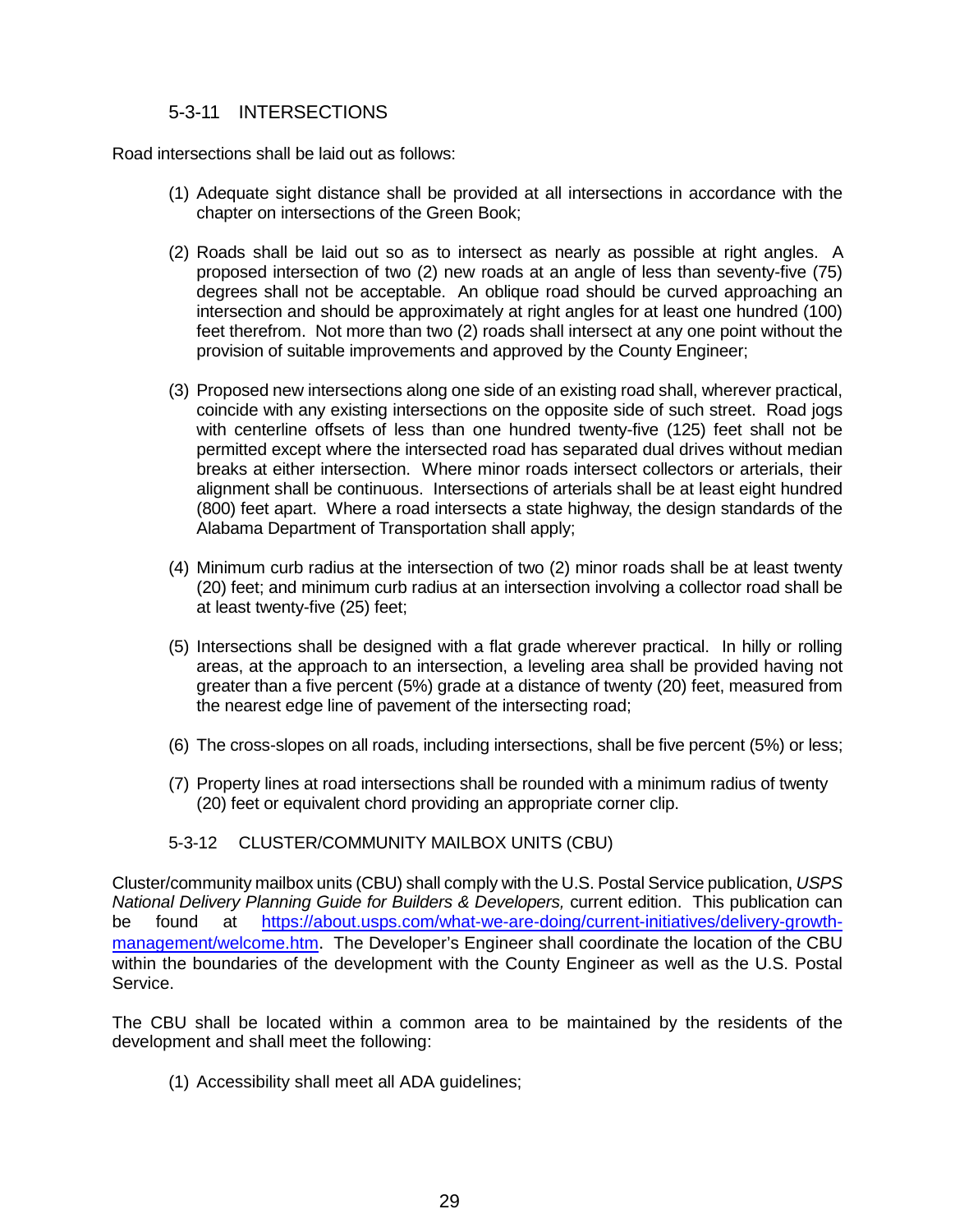### 5-3-11 INTERSECTIONS

Road intersections shall be laid out as follows:

(1) Adequate sight distance shall be provided at all intersections in accordance with the chapter on intersections of the Green Book;

(2) Roads shall be laid out so as to intersect as nearly as possible at right angles. A proposed intersection of two (2) new roads at an angle of less than seventy-five (75) degrees shall not be acceptable. An oblique road should be curved approaching an intersection and should be approximately at right angles for at least one hundred (100) feet therefrom. Not more than two (2) roads shall intersect at any one point without the provision of suitable improvements and approved by the County Engineer;

(3) Proposed new intersections along one side of an existing road shall, wherever practical, coincide with any existing intersections on the opposite side of such street. Road jogs with centerline offsets of less than one hundred twenty-five (125) feet shall not be permitted except where the intersected road has separated dual drives without median breaks at either intersection. Where minor roads intersect collectors or arterials, their alignment shall be continuous. Intersections of arterials shall be at least eight hundred (800) feet apart. Where a road intersects a state highway, the design standards of the Alabama Department of Transportation shall apply;

(4) Minimum curb radius at the intersection of two (2) minor roads shall be at least twenty (20) feet; and minimum curb radius at an intersection involving a collector road shall be at least twenty-five (25) feet;

(5) Intersections shall be designed with a flat grade wherever practical. In hilly or rolling areas, at the approach to an intersection, a leveling area shall be provided having not greater than a five percent (5%) grade at a distance of twenty (20) feet, measured from the nearest edge line of pavement of the intersecting road;

(6) The cross-slopes on all roads, including intersections, shall be five percent (5%) or less;

(7) Property lines at road intersections shall be rounded with a minimum radius of twenty (20) feet or equivalent chord providing an appropriate corner clip.

### 5-3-12 CLUSTER/COMMUNITY MAILBOX UNITS (CBU)

Cluster/community mailbox units (CBU) shall comply with the U.S. Postal Service publication, *USPS National Delivery Planning Guide for Builders & Developers,* current edition. This publication can be found at https://about.usps.com/what-we-are-doing/current-initiatives/delivery-growth-management/welcome.htm. The Developer's Engineer shall coordinate the location of the CBU within the boundaries of the development with the County Engineer as well as the U.S. Postal Service.

The CBU shall be located within a common area to be maintained by the residents of the development and shall meet the following:

(1) Accessibility shall meet all ADA guidelines;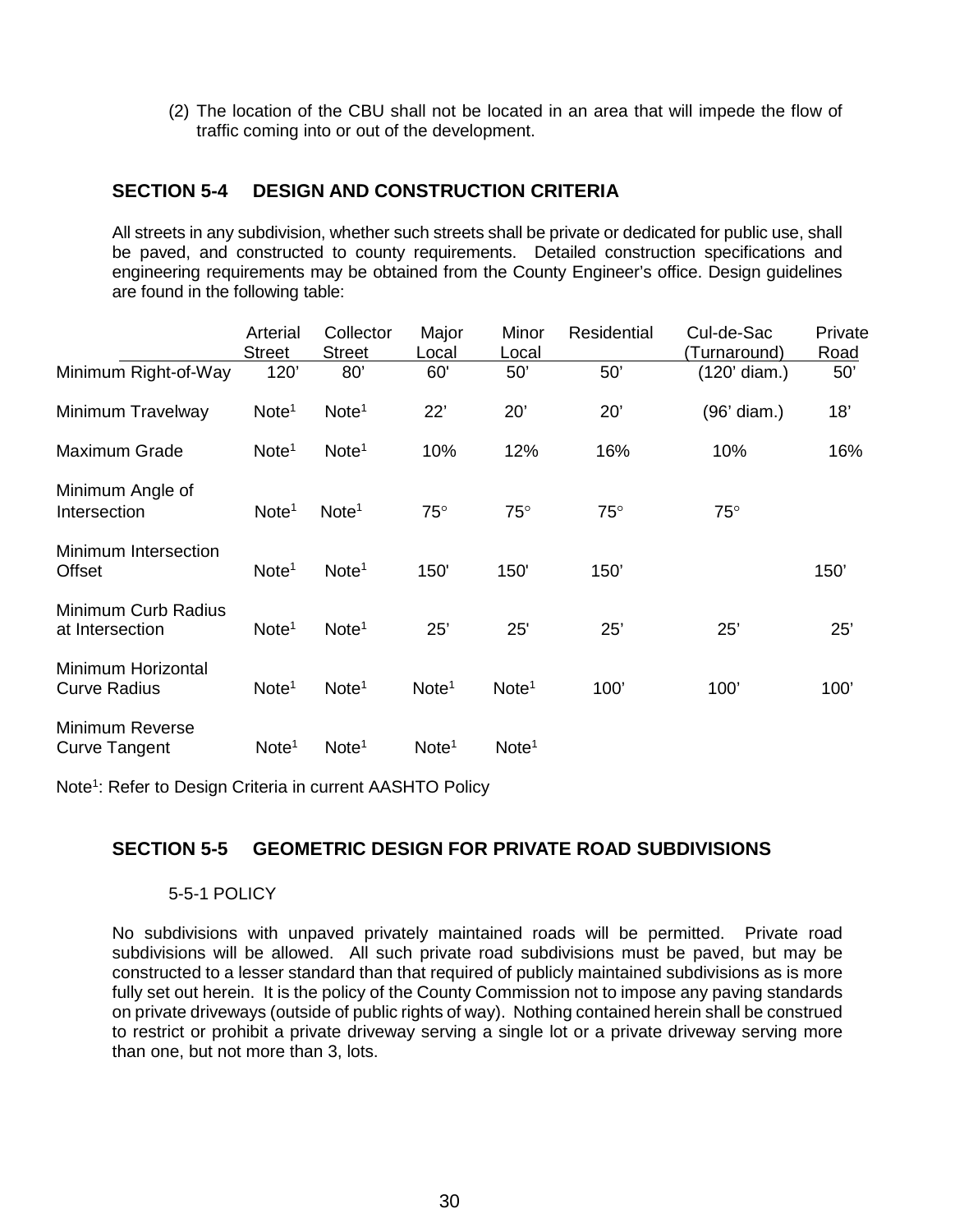(2) The location of the CBU shall not be located in an area that will impede the flow of traffic coming into or out of the development.

## SECTION 5-4 DESIGN AND CONSTRUCTION CRITERIA

All streets in any subdivision, whether such streets shall be private or dedicated for public use, shall be paved, and constructed to county requirements. Detailed construction specifications and engineering requirements may be obtained from the County Engineer's office. Design guidelines are found in the following table:

| | Arterial Street | Collector Street | Major Local | Minor Local | Residential | Cul-de-Sac (Turnaround) | Private Road |
|---|---|---|---|---|---|---|---|
| Minimum Right-of-Way | 120' | 80' | 60' | 50' | 50' | (120' diam.) | 50' |
| Minimum Travelway | Note[1] | Note[1] | 22' | 20' | 20' | (96' diam.) | 18' |
| Maximum Grade | Note[1] | Note[1] | 10% | 12% | 16% | 10% | 16% |
| Minimum Angle of Intersection | Note[1] | Note[1] | 75° | 75° | 75° | 75° | |
| Minimum Intersection Offset | Note[1] | Note[1] | 150' | 150' | 150' | | 150' |
| Minimum Curb Radius at Intersection | Note[1] | Note[1] | 25' | 25' | 25' | 25' | 25' |
| Minimum Horizontal Curve Radius | Note[1] | Note[1] | Note[1] | Note[1] | 100' | 100' | 100' |
| Minimum Reverse Curve Tangent | Note[1] | Note[1] | Note[1] | Note[1] | | | |

Note[1]: Refer to Design Criteria in current AASHTO Policy

## SECTION 5-5 GEOMETRIC DESIGN FOR PRIVATE ROAD SUBDIVISIONS

### 5-5-1 POLICY

No subdivisions with unpaved privately maintained roads will be permitted. Private road subdivisions will be allowed. All such private road subdivisions must be paved, but may be constructed to a lesser standard than that required of publicly maintained subdivisions as is more fully set out herein. It is the policy of the County Commission not to impose any paving standards on private driveways (outside of public rights of way). Nothing contained herein shall be construed to restrict or prohibit a private driveway serving a single lot or a private driveway serving more than one, but not more than 3, lots.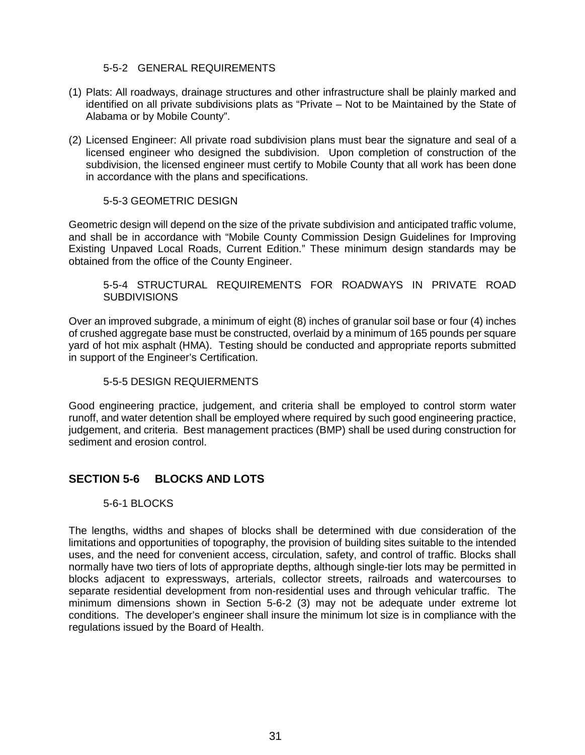#### 5-5-2 GENERAL REQUIREMENTS

(1) Plats: All roadways, drainage structures and other infrastructure shall be plainly marked and identified on all private subdivisions plats as "Private – Not to be Maintained by the State of Alabama or by Mobile County".

(2) Licensed Engineer: All private road subdivision plans must bear the signature and seal of a licensed engineer who designed the subdivision. Upon completion of construction of the subdivision, the licensed engineer must certify to Mobile County that all work has been done in accordance with the plans and specifications.

#### 5-5-3 GEOMETRIC DESIGN

Geometric design will depend on the size of the private subdivision and anticipated traffic volume, and shall be in accordance with "Mobile County Commission Design Guidelines for Improving Existing Unpaved Local Roads, Current Edition." These minimum design standards may be obtained from the office of the County Engineer.

#### 5-5-4 STRUCTURAL REQUIREMENTS FOR ROADWAYS IN PRIVATE ROAD SUBDIVISIONS

Over an improved subgrade, a minimum of eight (8) inches of granular soil base or four (4) inches of crushed aggregate base must be constructed, overlaid by a minimum of 165 pounds per square yard of hot mix asphalt (HMA). Testing should be conducted and appropriate reports submitted in support of the Engineer's Certification.

#### 5-5-5 DESIGN REQUIERMENTS

Good engineering practice, judgement, and criteria shall be employed to control storm water runoff, and water detention shall be employed where required by such good engineering practice, judgement, and criteria. Best management practices (BMP) shall be used during construction for sediment and erosion control.

## SECTION 5-6 BLOCKS AND LOTS

#### 5-6-1 BLOCKS

The lengths, widths and shapes of blocks shall be determined with due consideration of the limitations and opportunities of topography, the provision of building sites suitable to the intended uses, and the need for convenient access, circulation, safety, and control of traffic. Blocks shall normally have two tiers of lots of appropriate depths, although single-tier lots may be permitted in blocks adjacent to expressways, arterials, collector streets, railroads and watercourses to separate residential development from non-residential uses and through vehicular traffic. The minimum dimensions shown in Section 5-6-2 (3) may not be adequate under extreme lot conditions. The developer's engineer shall insure the minimum lot size is in compliance with the regulations issued by the Board of Health.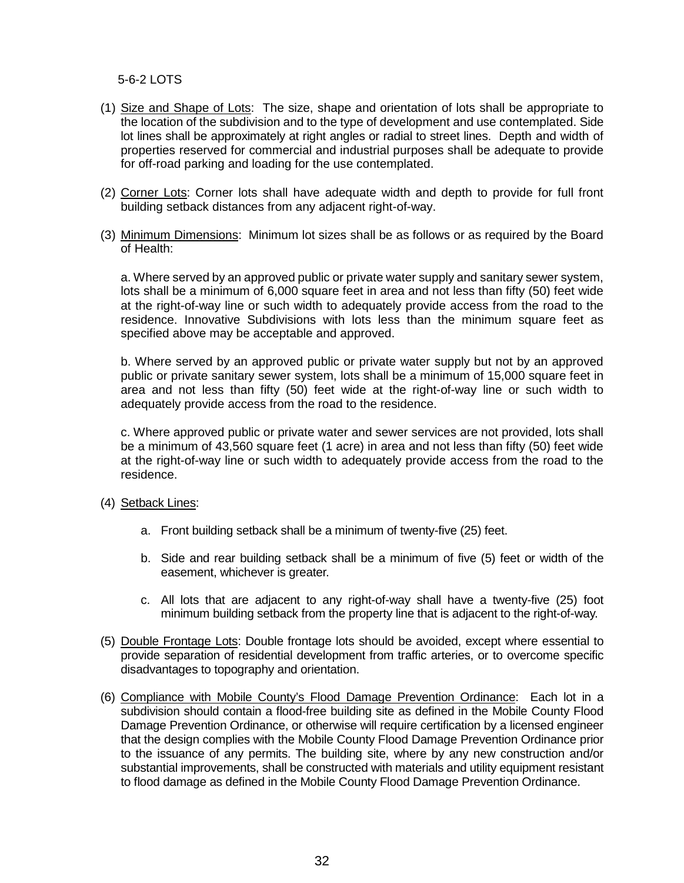## 5-6-2 LOTS

(1) Size and Shape of Lots: The size, shape and orientation of lots shall be appropriate to the location of the subdivision and to the type of development and use contemplated. Side lot lines shall be approximately at right angles or radial to street lines. Depth and width of properties reserved for commercial and industrial purposes shall be adequate to provide for off-road parking and loading for the use contemplated.

(2) Corner Lots: Corner lots shall have adequate width and depth to provide for full front building setback distances from any adjacent right-of-way.

(3) Minimum Dimensions: Minimum lot sizes shall be as follows or as required by the Board of Health:

a. Where served by an approved public or private water supply and sanitary sewer system, lots shall be a minimum of 6,000 square feet in area and not less than fifty (50) feet wide at the right-of-way line or such width to adequately provide access from the road to the residence. Innovative Subdivisions with lots less than the minimum square feet as specified above may be acceptable and approved.

b. Where served by an approved public or private water supply but not by an approved public or private sanitary sewer system, lots shall be a minimum of 15,000 square feet in area and not less than fifty (50) feet wide at the right-of-way line or such width to adequately provide access from the road to the residence.

c. Where approved public or private water and sewer services are not provided, lots shall be a minimum of 43,560 square feet (1 acre) in area and not less than fifty (50) feet wide at the right-of-way line or such width to adequately provide access from the road to the residence.

(4) Setback Lines:

a. Front building setback shall be a minimum of twenty-five (25) feet.

b. Side and rear building setback shall be a minimum of five (5) feet or width of the easement, whichever is greater.

c. All lots that are adjacent to any right-of-way shall have a twenty-five (25) foot minimum building setback from the property line that is adjacent to the right-of-way.

(5) Double Frontage Lots: Double frontage lots should be avoided, except where essential to provide separation of residential development from traffic arteries, or to overcome specific disadvantages to topography and orientation.

(6) Compliance with Mobile County's Flood Damage Prevention Ordinance: Each lot in a subdivision should contain a flood-free building site as defined in the Mobile County Flood Damage Prevention Ordinance, or otherwise will require certification by a licensed engineer that the design complies with the Mobile County Flood Damage Prevention Ordinance prior to the issuance of any permits. The building site, where by any new construction and/or substantial improvements, shall be constructed with materials and utility equipment resistant to flood damage as defined in the Mobile County Flood Damage Prevention Ordinance.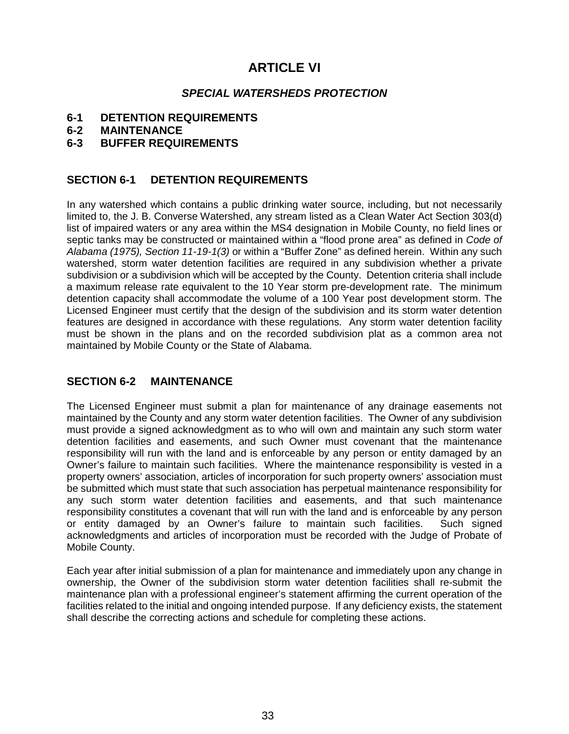# ARTICLE VI

## *SPECIAL WATERSHEDS PROTECTION*

**6-1 DETENTION REQUIREMENTS**
**6-2 MAINTENANCE**
**6-3 BUFFER REQUIREMENTS**

## SECTION 6-1 DETENTION REQUIREMENTS

In any watershed which contains a public drinking water source, including, but not necessarily limited to, the J. B. Converse Watershed, any stream listed as a Clean Water Act Section 303(d) list of impaired waters or any area within the MS4 designation in Mobile County, no field lines or septic tanks may be constructed or maintained within a "flood prone area" as defined in *Code of Alabama (1975), Section 11-19-1(3)* or within a "Buffer Zone" as defined herein. Within any such watershed, storm water detention facilities are required in any subdivision whether a private subdivision or a subdivision which will be accepted by the County. Detention criteria shall include a maximum release rate equivalent to the 10 Year storm pre-development rate. The minimum detention capacity shall accommodate the volume of a 100 Year post development storm. The Licensed Engineer must certify that the design of the subdivision and its storm water detention features are designed in accordance with these regulations. Any storm water detention facility must be shown in the plans and on the recorded subdivision plat as a common area not maintained by Mobile County or the State of Alabama.

## SECTION 6-2 MAINTENANCE

The Licensed Engineer must submit a plan for maintenance of any drainage easements not maintained by the County and any storm water detention facilities. The Owner of any subdivision must provide a signed acknowledgment as to who will own and maintain any such storm water detention facilities and easements, and such Owner must covenant that the maintenance responsibility will run with the land and is enforceable by any person or entity damaged by an Owner's failure to maintain such facilities. Where the maintenance responsibility is vested in a property owners' association, articles of incorporation for such property owners' association must be submitted which must state that such association has perpetual maintenance responsibility for any such storm water detention facilities and easements, and that such maintenance responsibility constitutes a covenant that will run with the land and is enforceable by any person or entity damaged by an Owner's failure to maintain such facilities. Such signed acknowledgments and articles of incorporation must be recorded with the Judge of Probate of Mobile County.

Each year after initial submission of a plan for maintenance and immediately upon any change in ownership, the Owner of the subdivision storm water detention facilities shall re-submit the maintenance plan with a professional engineer's statement affirming the current operation of the facilities related to the initial and ongoing intended purpose. If any deficiency exists, the statement shall describe the correcting actions and schedule for completing these actions.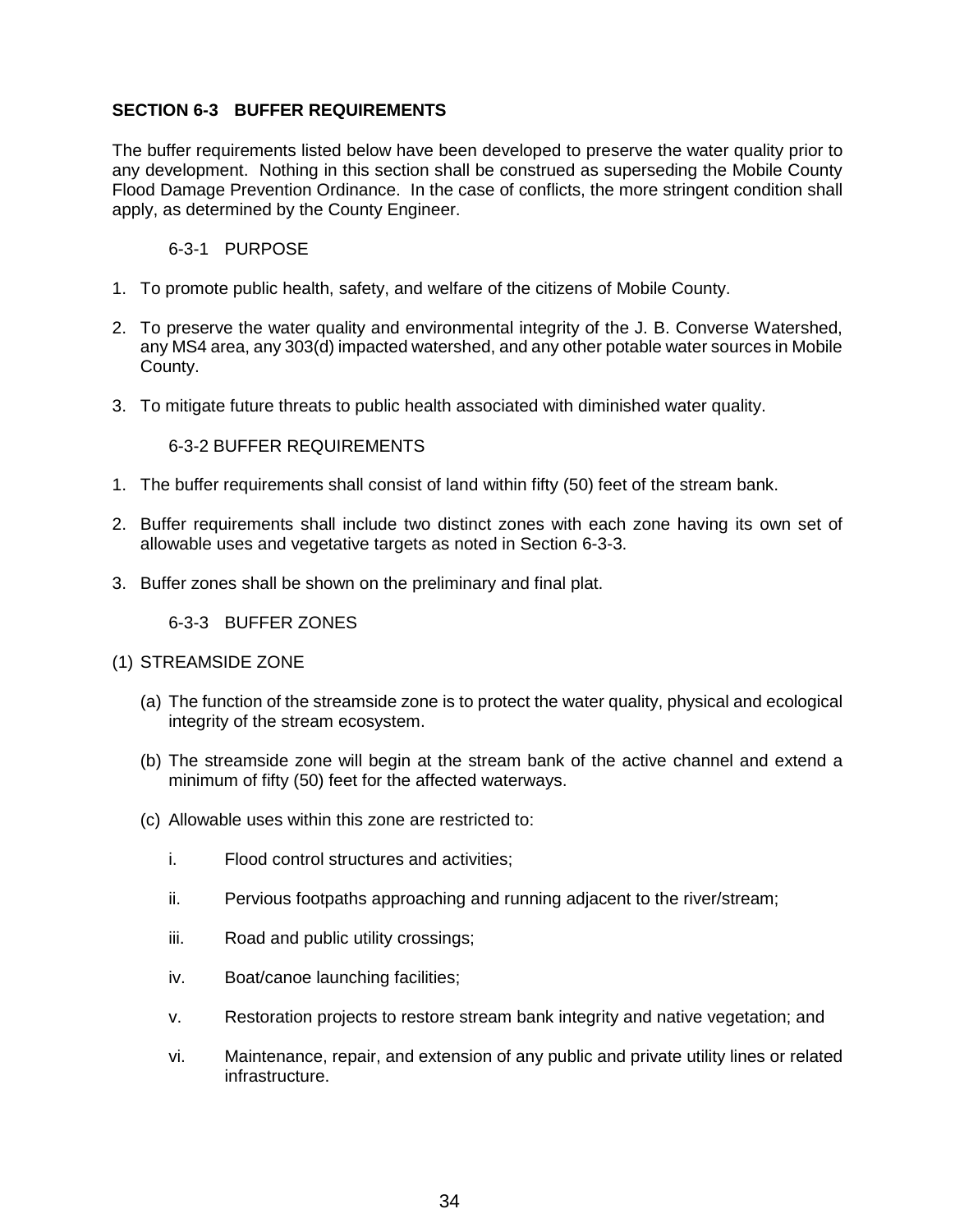## SECTION 6-3 BUFFER REQUIREMENTS

The buffer requirements listed below have been developed to preserve the water quality prior to any development. Nothing in this section shall be construed as superseding the Mobile County Flood Damage Prevention Ordinance. In the case of conflicts, the more stringent condition shall apply, as determined by the County Engineer.

### 6-3-1 PURPOSE

1. To promote public health, safety, and welfare of the citizens of Mobile County.

2. To preserve the water quality and environmental integrity of the J. B. Converse Watershed, any MS4 area, any 303(d) impacted watershed, and any other potable water sources in Mobile County.

3. To mitigate future threats to public health associated with diminished water quality.

### 6-3-2 BUFFER REQUIREMENTS

1. The buffer requirements shall consist of land within fifty (50) feet of the stream bank.

2. Buffer requirements shall include two distinct zones with each zone having its own set of allowable uses and vegetative targets as noted in Section 6-3-3.

3. Buffer zones shall be shown on the preliminary and final plat.

### 6-3-3 BUFFER ZONES

(1) STREAMSIDE ZONE

(a) The function of the streamside zone is to protect the water quality, physical and ecological integrity of the stream ecosystem.

(b) The streamside zone will begin at the stream bank of the active channel and extend a minimum of fifty (50) feet for the affected waterways.

(c) Allowable uses within this zone are restricted to:

i. Flood control structures and activities;

ii. Pervious footpaths approaching and running adjacent to the river/stream;

iii. Road and public utility crossings;

iv. Boat/canoe launching facilities;

v. Restoration projects to restore stream bank integrity and native vegetation; and

vi. Maintenance, repair, and extension of any public and private utility lines or related infrastructure.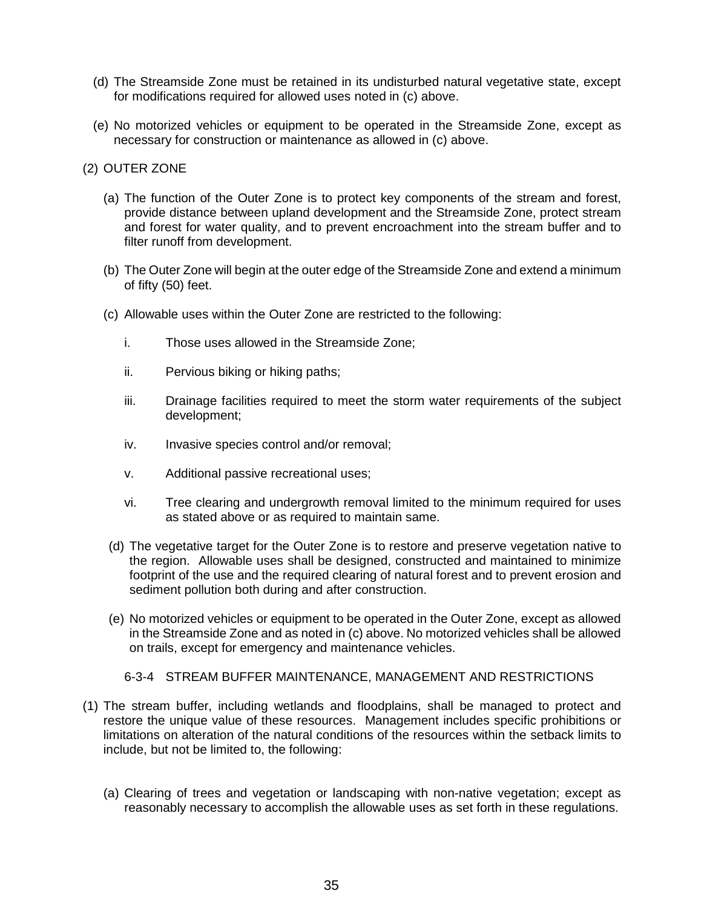(d) The Streamside Zone must be retained in its undisturbed natural vegetative state, except for modifications required for allowed uses noted in (c) above.

(e) No motorized vehicles or equipment to be operated in the Streamside Zone, except as necessary for construction or maintenance as allowed in (c) above.

(2) OUTER ZONE

(a) The function of the Outer Zone is to protect key components of the stream and forest, provide distance between upland development and the Streamside Zone, protect stream and forest for water quality, and to prevent encroachment into the stream buffer and to filter runoff from development.

(b) The Outer Zone will begin at the outer edge of the Streamside Zone and extend a minimum of fifty (50) feet.

(c) Allowable uses within the Outer Zone are restricted to the following:

i. Those uses allowed in the Streamside Zone;

ii. Pervious biking or hiking paths;

iii. Drainage facilities required to meet the storm water requirements of the subject development;

iv. Invasive species control and/or removal;

v. Additional passive recreational uses;

vi. Tree clearing and undergrowth removal limited to the minimum required for uses as stated above or as required to maintain same.

(d) The vegetative target for the Outer Zone is to restore and preserve vegetation native to the region. Allowable uses shall be designed, constructed and maintained to minimize footprint of the use and the required clearing of natural forest and to prevent erosion and sediment pollution both during and after construction.

(e) No motorized vehicles or equipment to be operated in the Outer Zone, except as allowed in the Streamside Zone and as noted in (c) above. No motorized vehicles shall be allowed on trails, except for emergency and maintenance vehicles.

### 6-3-4 STREAM BUFFER MAINTENANCE, MANAGEMENT AND RESTRICTIONS

(1) The stream buffer, including wetlands and floodplains, shall be managed to protect and restore the unique value of these resources. Management includes specific prohibitions or limitations on alteration of the natural conditions of the resources within the setback limits to include, but not be limited to, the following:

(a) Clearing of trees and vegetation or landscaping with non-native vegetation; except as reasonably necessary to accomplish the allowable uses as set forth in these regulations.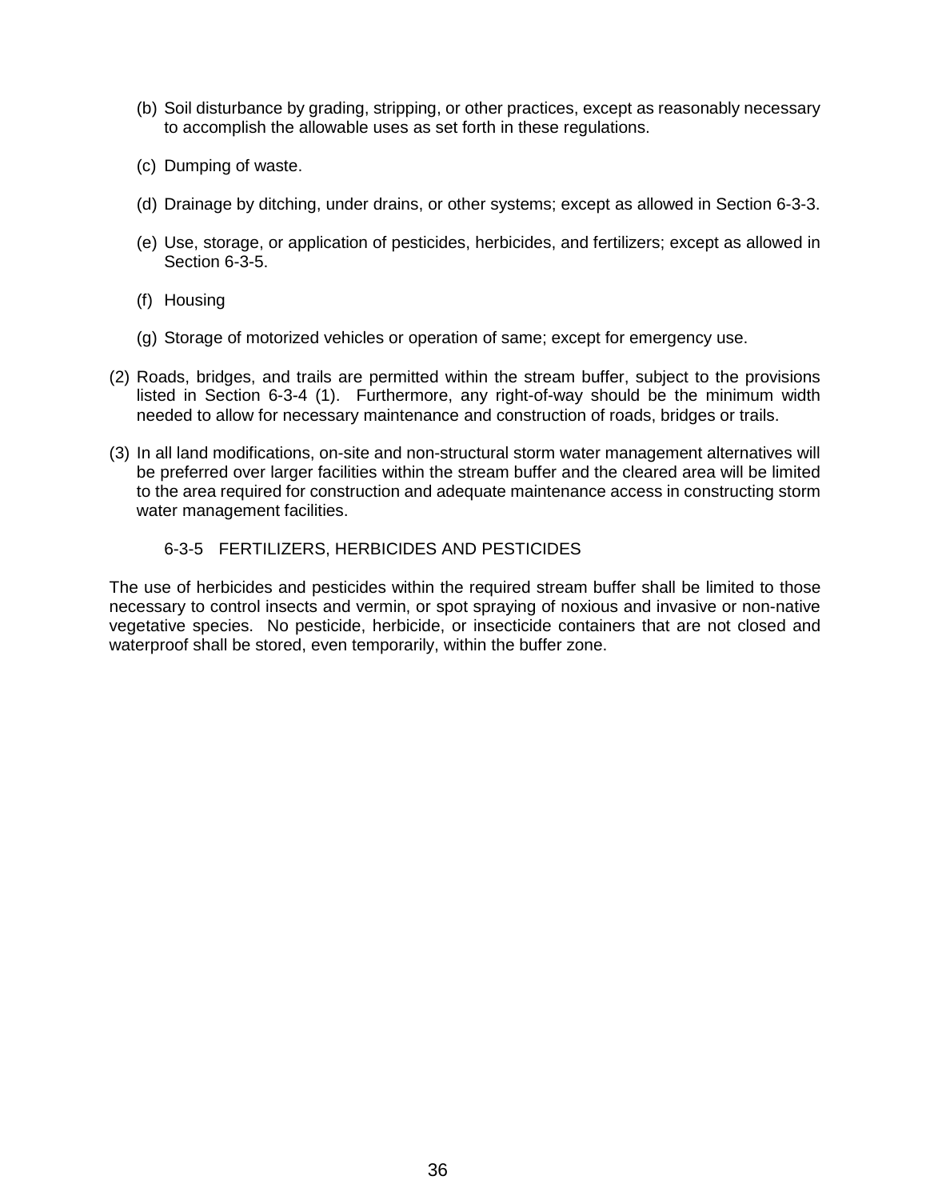(b) Soil disturbance by grading, stripping, or other practices, except as reasonably necessary to accomplish the allowable uses as set forth in these regulations.

(c) Dumping of waste.

(d) Drainage by ditching, under drains, or other systems; except as allowed in Section 6-3-3.

(e) Use, storage, or application of pesticides, herbicides, and fertilizers; except as allowed in Section 6-3-5.

(f) Housing

(g) Storage of motorized vehicles or operation of same; except for emergency use.

(2) Roads, bridges, and trails are permitted within the stream buffer, subject to the provisions listed in Section 6-3-4 (1). Furthermore, any right-of-way should be the minimum width needed to allow for necessary maintenance and construction of roads, bridges or trails.

(3) In all land modifications, on-site and non-structural storm water management alternatives will be preferred over larger facilities within the stream buffer and the cleared area will be limited to the area required for construction and adequate maintenance access in constructing storm water management facilities.

### 6-3-5 FERTILIZERS, HERBICIDES AND PESTICIDES

The use of herbicides and pesticides within the required stream buffer shall be limited to those necessary to control insects and vermin, or spot spraying of noxious and invasive or non-native vegetative species. No pesticide, herbicide, or insecticide containers that are not closed and waterproof shall be stored, even temporarily, within the buffer zone.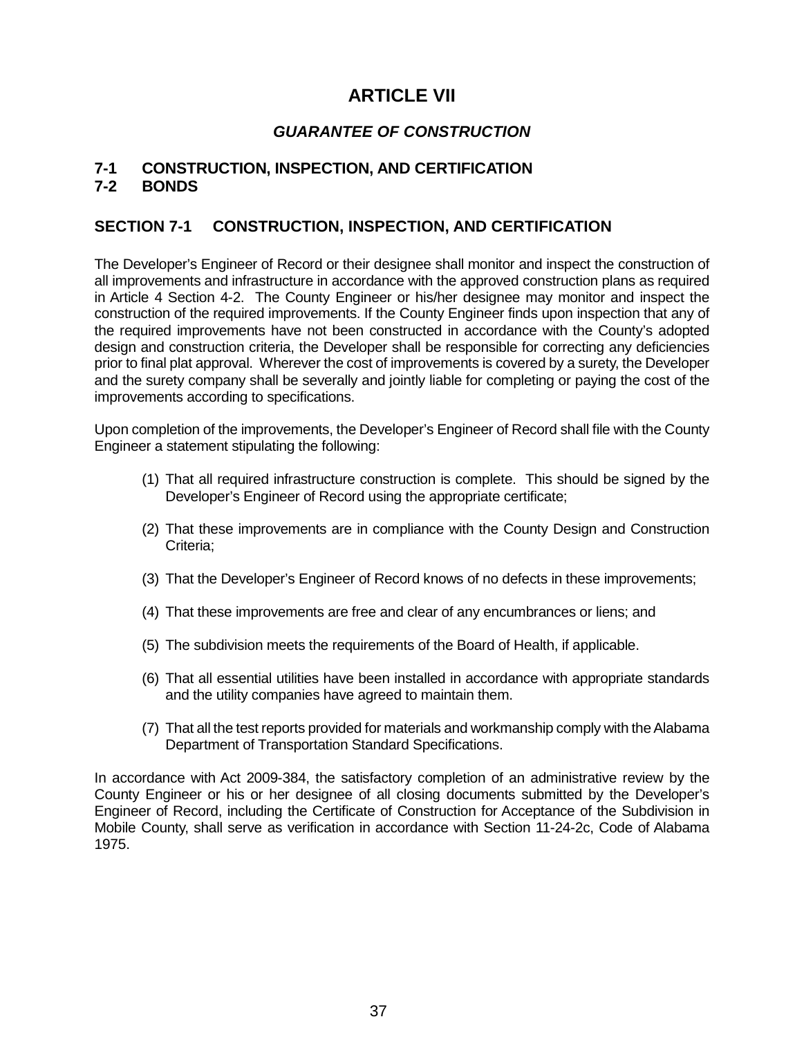# ARTICLE VII

## *GUARANTEE OF CONSTRUCTION*

**7-1 CONSTRUCTION, INSPECTION, AND CERTIFICATION**
**7-2 BONDS**

## SECTION 7-1 CONSTRUCTION, INSPECTION, AND CERTIFICATION

The Developer's Engineer of Record or their designee shall monitor and inspect the construction of all improvements and infrastructure in accordance with the approved construction plans as required in Article 4 Section 4-2. The County Engineer or his/her designee may monitor and inspect the construction of the required improvements. If the County Engineer finds upon inspection that any of the required improvements have not been constructed in accordance with the County's adopted design and construction criteria, the Developer shall be responsible for correcting any deficiencies prior to final plat approval. Wherever the cost of improvements is covered by a surety, the Developer and the surety company shall be severally and jointly liable for completing or paying the cost of the improvements according to specifications.

Upon completion of the improvements, the Developer's Engineer of Record shall file with the County Engineer a statement stipulating the following:

(1) That all required infrastructure construction is complete. This should be signed by the Developer's Engineer of Record using the appropriate certificate;

(2) That these improvements are in compliance with the County Design and Construction Criteria;

(3) That the Developer's Engineer of Record knows of no defects in these improvements;

(4) That these improvements are free and clear of any encumbrances or liens; and

(5) The subdivision meets the requirements of the Board of Health, if applicable.

(6) That all essential utilities have been installed in accordance with appropriate standards and the utility companies have agreed to maintain them.

(7) That all the test reports provided for materials and workmanship comply with the Alabama Department of Transportation Standard Specifications.

In accordance with Act 2009-384, the satisfactory completion of an administrative review by the County Engineer or his or her designee of all closing documents submitted by the Developer's Engineer of Record, including the Certificate of Construction for Acceptance of the Subdivision in Mobile County, shall serve as verification in accordance with Section 11-24-2c, Code of Alabama 1975.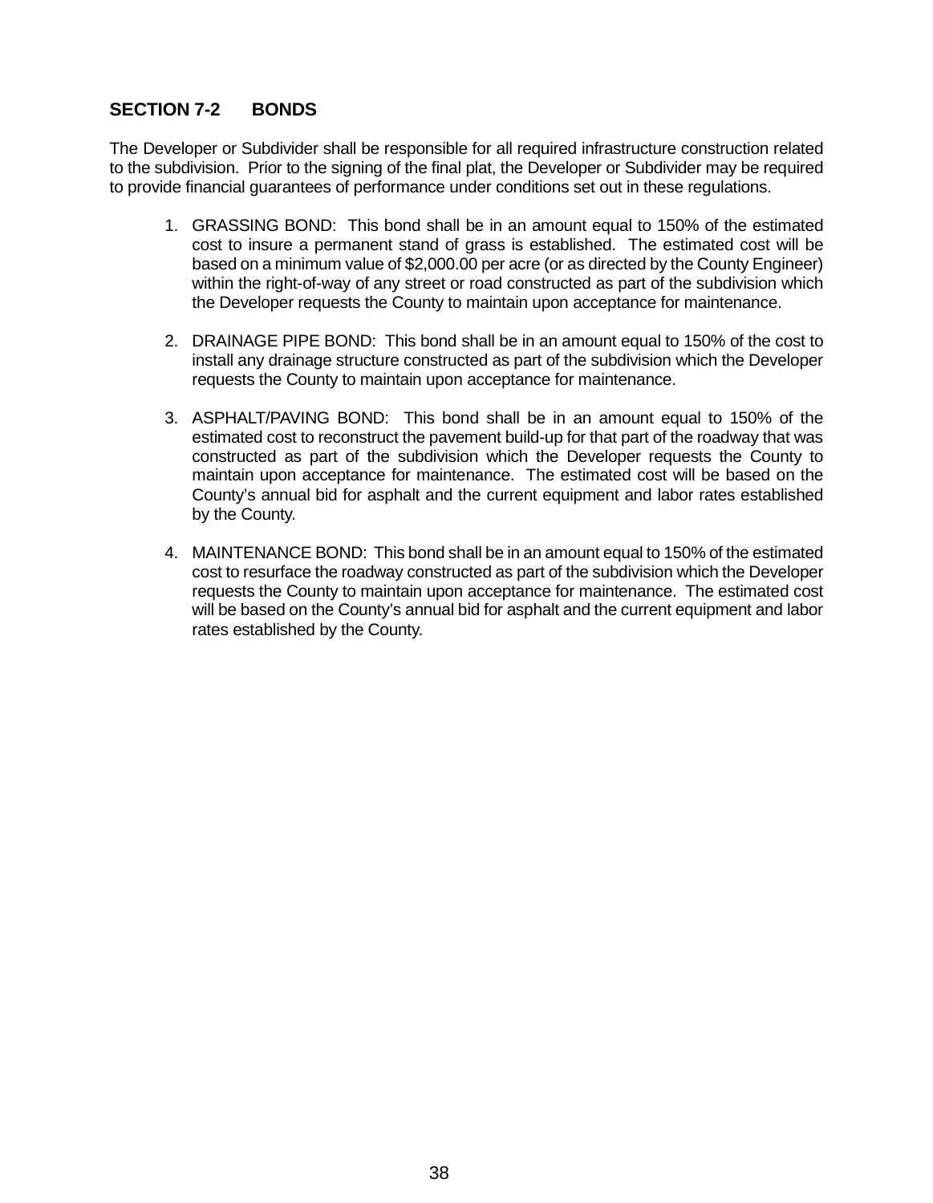## SECTION 7-2 BONDS

The Developer or Subdivider shall be responsible for all required infrastructure construction related to the subdivision. Prior to the signing of the final plat, the Developer or Subdivider may be required to provide financial guarantees of performance under conditions set out in these regulations.

1. GRASSING BOND: This bond shall be in an amount equal to 150% of the estimated cost to insure a permanent stand of grass is established. The estimated cost will be based on a minimum value of $2,000.00 per acre (or as directed by the County Engineer) within the right-of-way of any street or road constructed as part of the subdivision which the Developer requests the County to maintain upon acceptance for maintenance.

2. DRAINAGE PIPE BOND: This bond shall be in an amount equal to 150% of the cost to install any drainage structure constructed as part of the subdivision which the Developer requests the County to maintain upon acceptance for maintenance.

3. ASPHALT/PAVING BOND: This bond shall be in an amount equal to 150% of the estimated cost to reconstruct the pavement build-up for that part of the roadway that was constructed as part of the subdivision which the Developer requests the County to maintain upon acceptance for maintenance. The estimated cost will be based on the County's annual bid for asphalt and the current equipment and labor rates established by the County.

4. MAINTENANCE BOND: This bond shall be in an amount equal to 150% of the estimated cost to resurface the roadway constructed as part of the subdivision which the Developer requests the County to maintain upon acceptance for maintenance. The estimated cost will be based on the County's annual bid for asphalt and the current equipment and labor rates established by the County.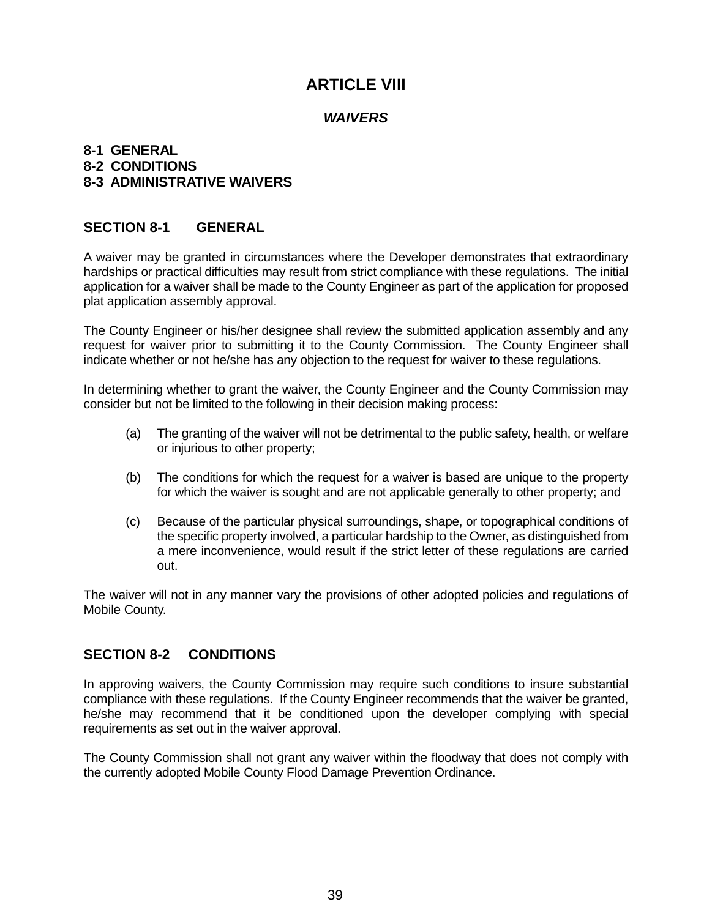# ARTICLE VIII

## *WAIVERS*

**8-1 GENERAL**
**8-2 CONDITIONS**
**8-3 ADMINISTRATIVE WAIVERS**

### SECTION 8-1 GENERAL

A waiver may be granted in circumstances where the Developer demonstrates that extraordinary hardships or practical difficulties may result from strict compliance with these regulations. The initial application for a waiver shall be made to the County Engineer as part of the application for proposed plat application assembly approval.

The County Engineer or his/her designee shall review the submitted application assembly and any request for waiver prior to submitting it to the County Commission. The County Engineer shall indicate whether or not he/she has any objection to the request for waiver to these regulations.

In determining whether to grant the waiver, the County Engineer and the County Commission may consider but not be limited to the following in their decision making process:

(a) The granting of the waiver will not be detrimental to the public safety, health, or welfare or injurious to other property;

(b) The conditions for which the request for a waiver is based are unique to the property for which the waiver is sought and are not applicable generally to other property; and

(c) Because of the particular physical surroundings, shape, or topographical conditions of the specific property involved, a particular hardship to the Owner, as distinguished from a mere inconvenience, would result if the strict letter of these regulations are carried out.

The waiver will not in any manner vary the provisions of other adopted policies and regulations of Mobile County.

### SECTION 8-2 CONDITIONS

In approving waivers, the County Commission may require such conditions to insure substantial compliance with these regulations. If the County Engineer recommends that the waiver be granted, he/she may recommend that it be conditioned upon the developer complying with special requirements as set out in the waiver approval.

The County Commission shall not grant any waiver within the floodway that does not comply with the currently adopted Mobile County Flood Damage Prevention Ordinance.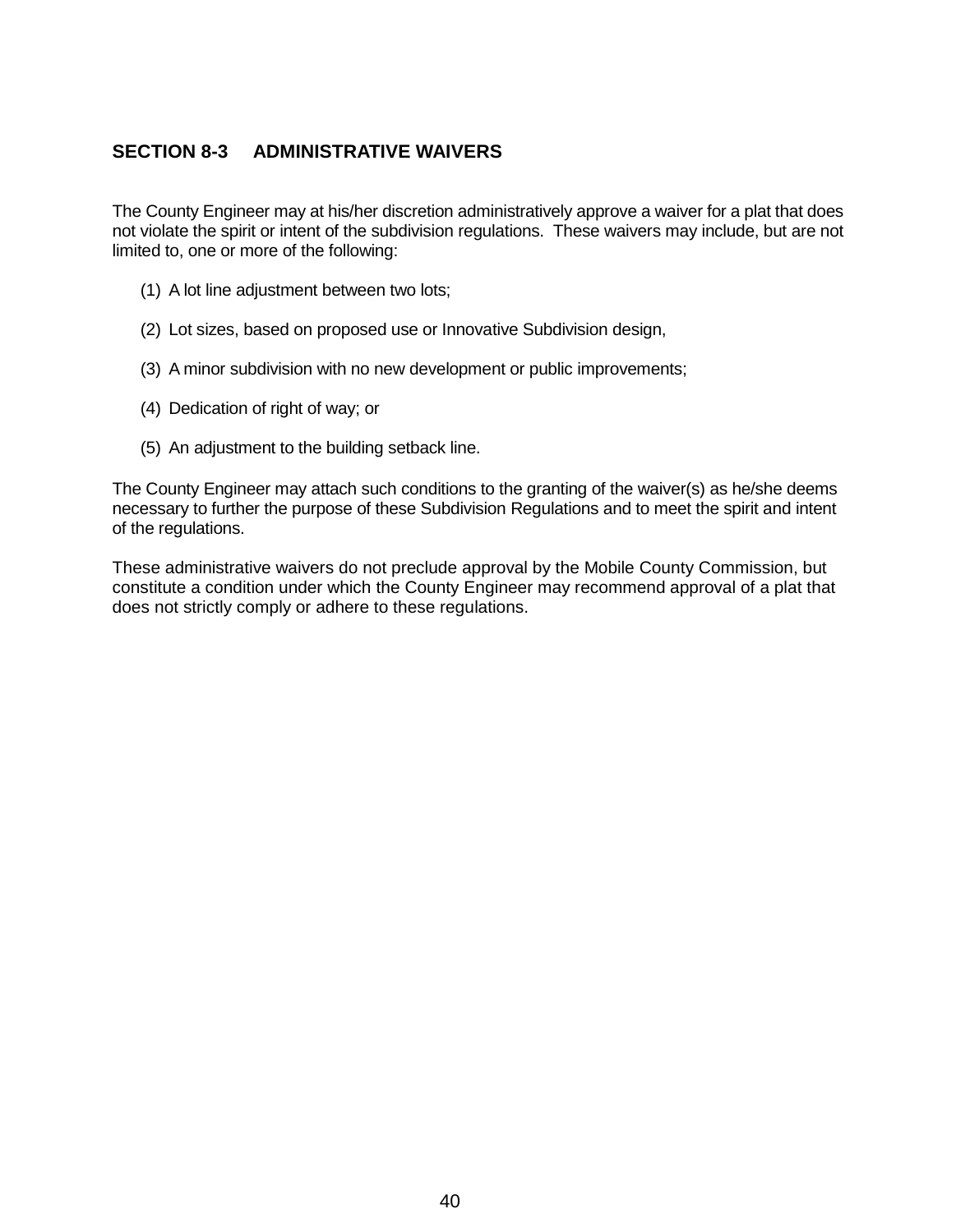## SECTION 8-3 ADMINISTRATIVE WAIVERS

The County Engineer may at his/her discretion administratively approve a waiver for a plat that does not violate the spirit or intent of the subdivision regulations. These waivers may include, but are not limited to, one or more of the following:

(1) A lot line adjustment between two lots;

(2) Lot sizes, based on proposed use or Innovative Subdivision design,

(3) A minor subdivision with no new development or public improvements;

(4) Dedication of right of way; or

(5) An adjustment to the building setback line.

The County Engineer may attach such conditions to the granting of the waiver(s) as he/she deems necessary to further the purpose of these Subdivision Regulations and to meet the spirit and intent of the regulations.

These administrative waivers do not preclude approval by the Mobile County Commission, but constitute a condition under which the County Engineer may recommend approval of a plat that does not strictly comply or adhere to these regulations.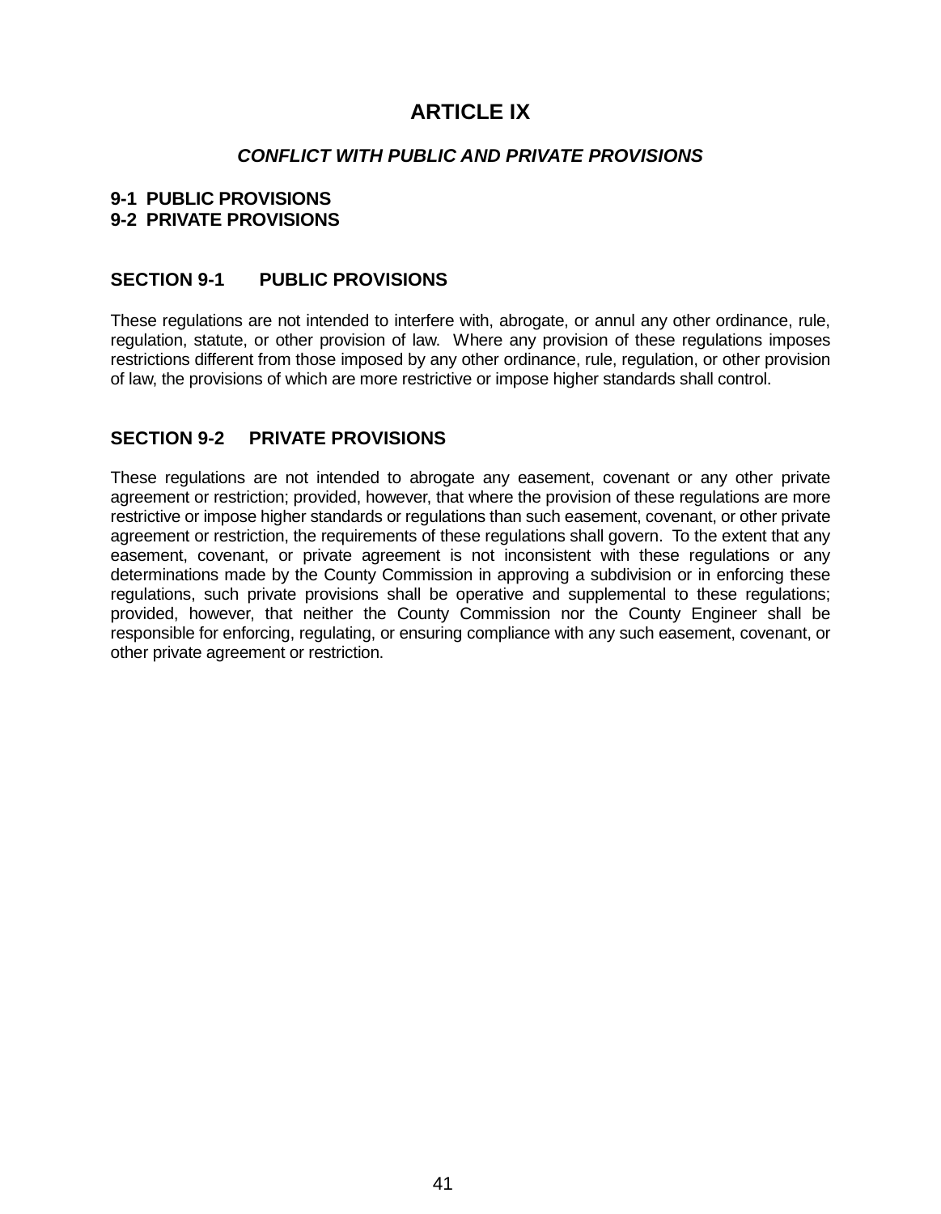# ARTICLE IX

## *CONFLICT WITH PUBLIC AND PRIVATE PROVISIONS*

**9-1 PUBLIC PROVISIONS**
**9-2 PRIVATE PROVISIONS**

### SECTION 9-1 PUBLIC PROVISIONS

These regulations are not intended to interfere with, abrogate, or annul any other ordinance, rule, regulation, statute, or other provision of law. Where any provision of these regulations imposes restrictions different from those imposed by any other ordinance, rule, regulation, or other provision of law, the provisions of which are more restrictive or impose higher standards shall control.

### SECTION 9-2 PRIVATE PROVISIONS

These regulations are not intended to abrogate any easement, covenant or any other private agreement or restriction; provided, however, that where the provision of these regulations are more restrictive or impose higher standards or regulations than such easement, covenant, or other private agreement or restriction, the requirements of these regulations shall govern. To the extent that any easement, covenant, or private agreement is not inconsistent with these regulations or any determinations made by the County Commission in approving a subdivision or in enforcing these regulations, such private provisions shall be operative and supplemental to these regulations; provided, however, that neither the County Commission nor the County Engineer shall be responsible for enforcing, regulating, or ensuring compliance with any such easement, covenant, or other private agreement or restriction.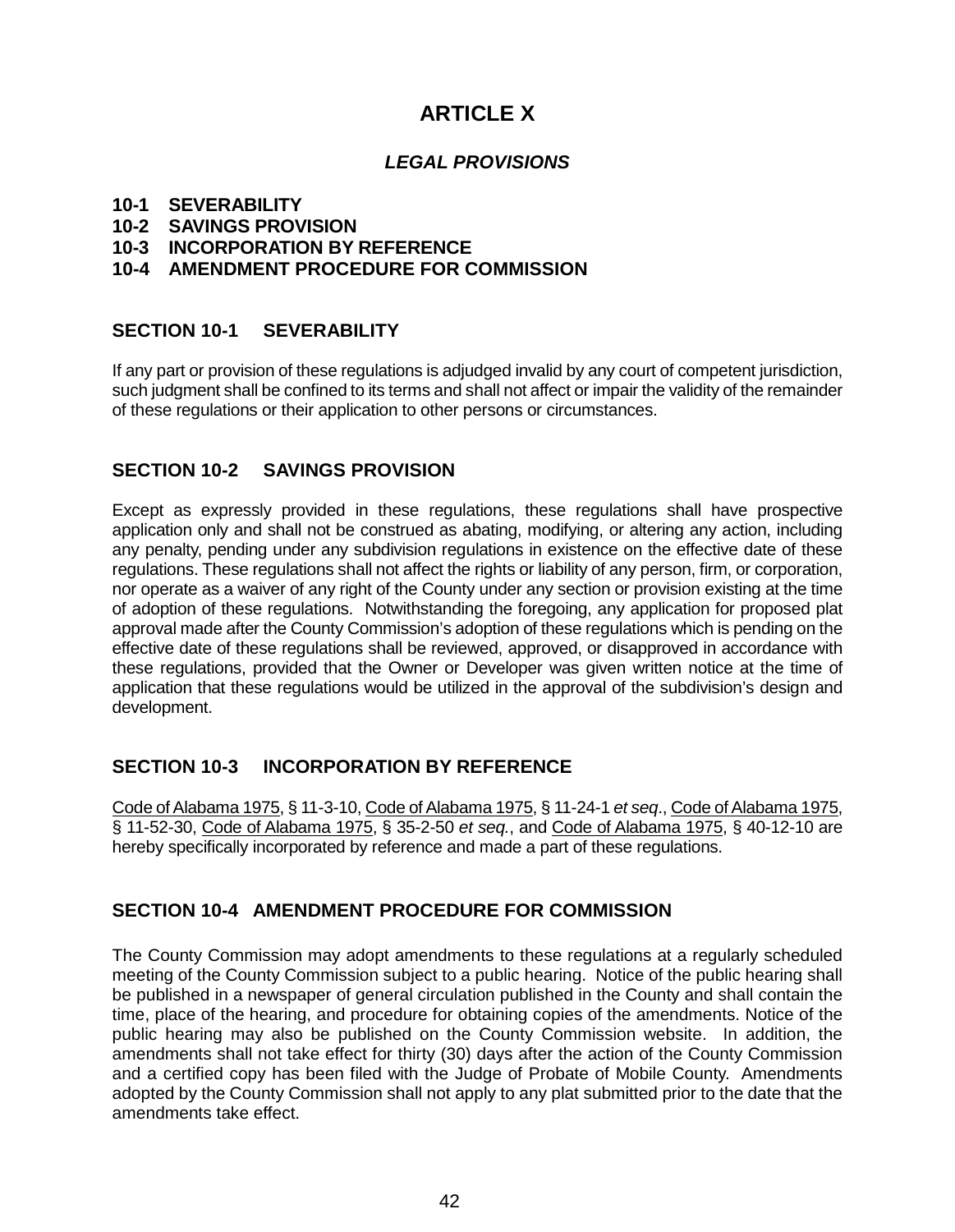# ARTICLE X

## *LEGAL PROVISIONS*

**10-1 SEVERABILITY**
**10-2 SAVINGS PROVISION**
**10-3 INCORPORATION BY REFERENCE**
**10-4 AMENDMENT PROCEDURE FOR COMMISSION**

### SECTION 10-1 SEVERABILITY

If any part or provision of these regulations is adjudged invalid by any court of competent jurisdiction, such judgment shall be confined to its terms and shall not affect or impair the validity of the remainder of these regulations or their application to other persons or circumstances.

### SECTION 10-2 SAVINGS PROVISION

Except as expressly provided in these regulations, these regulations shall have prospective application only and shall not be construed as abating, modifying, or altering any action, including any penalty, pending under any subdivision regulations in existence on the effective date of these regulations. These regulations shall not affect the rights or liability of any person, firm, or corporation, nor operate as a waiver of any right of the County under any section or provision existing at the time of adoption of these regulations. Notwithstanding the foregoing, any application for proposed plat approval made after the County Commission's adoption of these regulations which is pending on the effective date of these regulations shall be reviewed, approved, or disapproved in accordance with these regulations, provided that the Owner or Developer was given written notice at the time of application that these regulations would be utilized in the approval of the subdivision's design and development.

### SECTION 10-3 INCORPORATION BY REFERENCE

Code of Alabama 1975, § 11-3-10, Code of Alabama 1975, § 11-24-1 *et seq*., Code of Alabama 1975, § 11-52-30, Code of Alabama 1975, § 35-2-50 *et seq.*, and Code of Alabama 1975, § 40-12-10 are hereby specifically incorporated by reference and made a part of these regulations.

### SECTION 10-4 AMENDMENT PROCEDURE FOR COMMISSION

The County Commission may adopt amendments to these regulations at a regularly scheduled meeting of the County Commission subject to a public hearing. Notice of the public hearing shall be published in a newspaper of general circulation published in the County and shall contain the time, place of the hearing, and procedure for obtaining copies of the amendments. Notice of the public hearing may also be published on the County Commission website. In addition, the amendments shall not take effect for thirty (30) days after the action of the County Commission and a certified copy has been filed with the Judge of Probate of Mobile County. Amendments adopted by the County Commission shall not apply to any plat submitted prior to the date that the amendments take effect.